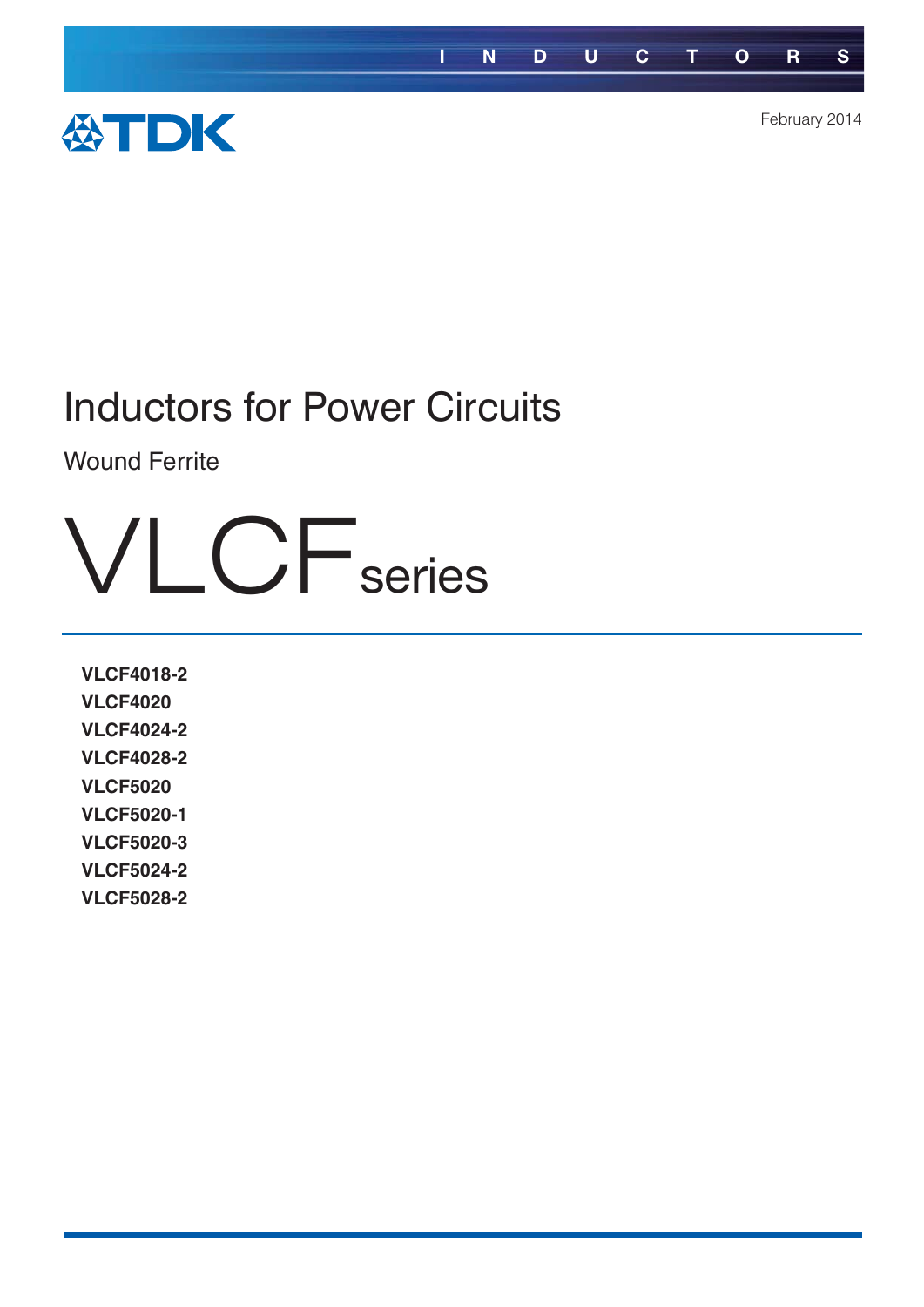INDUCTORS

TDK

February 2014

# Inductors for Power Circuits

## Wound Ferrite

# VLCF series

**VLCF4018-2**
**VLCF4020**
**VLCF4024-2**
**VLCF4028-2**
**VLCF5020**
**VLCF5020-1**
**VLCF5020-3**
**VLCF5024-2**
**VLCF5028-2**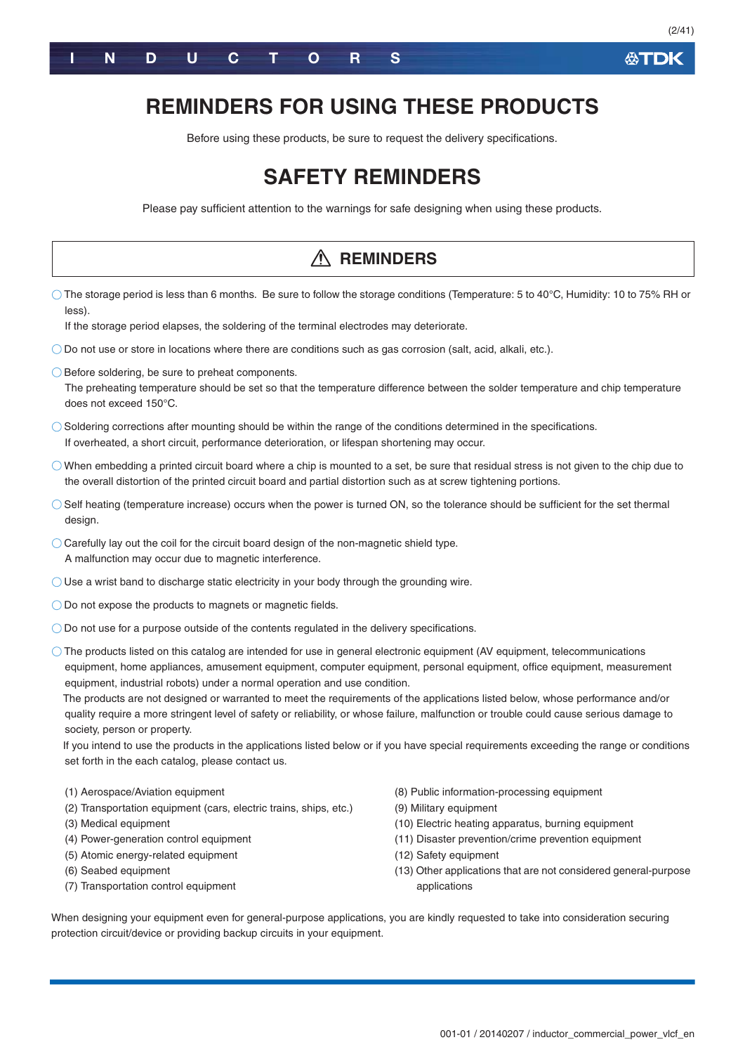# REMINDERS FOR USING THESE PRODUCTS

Before using these products, be sure to request the delivery specifications.

# SAFETY REMINDERS

Please pay sufficient attention to the warnings for safe designing when using these products.

## ⚠ REMINDERS

○ The storage period is less than 6 months. Be sure to follow the storage conditions (Temperature: 5 to 40°C, Humidity: 10 to 75% RH or less).
If the storage period elapses, the soldering of the terminal electrodes may deteriorate.

○ Do not use or store in locations where there are conditions such as gas corrosion (salt, acid, alkali, etc.).

○ Before soldering, be sure to preheat components.
The preheating temperature should be set so that the temperature difference between the solder temperature and chip temperature does not exceed 150°C.

○ Soldering corrections after mounting should be within the range of the conditions determined in the specifications.
If overheated, a short circuit, performance deterioration, or lifespan shortening may occur.

○ When embedding a printed circuit board where a chip is mounted to a set, be sure that residual stress is not given to the chip due to the overall distortion of the printed circuit board and partial distortion such as at screw tightening portions.

○ Self heating (temperature increase) occurs when the power is turned ON, so the tolerance should be sufficient for the set thermal design.

○ Carefully lay out the coil for the circuit board design of the non-magnetic shield type.
A malfunction may occur due to magnetic interference.

○ Use a wrist band to discharge static electricity in your body through the grounding wire.

○ Do not expose the products to magnets or magnetic fields.

○ Do not use for a purpose outside of the contents regulated in the delivery specifications.

○ The products listed on this catalog are intended for use in general electronic equipment (AV equipment, telecommunications equipment, home appliances, amusement equipment, computer equipment, personal equipment, office equipment, measurement equipment, industrial robots) under a normal operation and use condition.
The products are not designed or warranted to meet the requirements of the applications listed below, whose performance and/or quality require a more stringent level of safety or reliability, or whose failure, malfunction or trouble could cause serious damage to society, person or property.
If you intend to use the products in the applications listed below or if you have special requirements exceeding the range or conditions set forth in the each catalog, please contact us.

(1) Aerospace/Aviation equipment
(2) Transportation equipment (cars, electric trains, ships, etc.)
(3) Medical equipment
(4) Power-generation control equipment
(5) Atomic energy-related equipment
(6) Seabed equipment
(7) Transportation control equipment
(8) Public information-processing equipment
(9) Military equipment
(10) Electric heating apparatus, burning equipment
(11) Disaster prevention/crime prevention equipment
(12) Safety equipment
(13) Other applications that are not considered general-purpose applications

When designing your equipment even for general-purpose applications, you are kindly requested to take into consideration securing protection circuit/device or providing backup circuits in your equipment.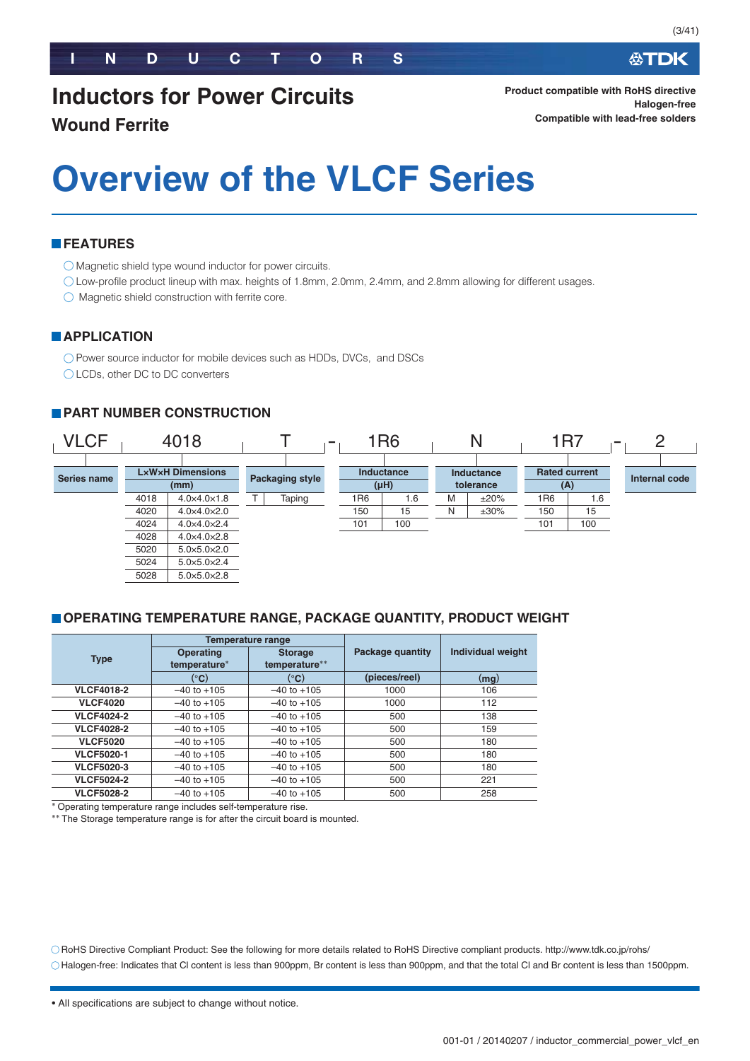# Inductors for Power Circuits

## Wound Ferrite

**Product compatible with RoHS directive**
**Halogen-free**
**Compatible with lead-free solders**

# Overview of the VLCF Series

## FEATURES

- Magnetic shield type wound inductor for power circuits.
- Low-profile product lineup with max. heights of 1.8mm, 2.0mm, 2.4mm, and 2.8mm allowing for different usages.
- Magnetic shield construction with ferrite core.

## APPLICATION

- Power source inductor for mobile devices such as HDDs, DVCs, and DSCs
- LCDs, other DC to DC converters

## PART NUMBER CONSTRUCTION

VLCF 4018 T - 1R6 N 1R7 - 2

**Series name**: VLCF

**L×W×H Dimensions (mm)**

| | |
|---|---|
| 4018 | 4.0×4.0×1.8 |
| 4020 | 4.0×4.0×2.0 |
| 4024 | 4.0×4.0×2.4 |
| 4028 | 4.0×4.0×2.8 |
| 5020 | 5.0×5.0×2.0 |
| 5024 | 5.0×5.0×2.4 |
| 5028 | 5.0×5.0×2.8 |

**Packaging style**

| | |
|---|---|
| T | Taping |

**Inductance (μH)**

| | |
|---|---|
| 1R6 | 1.6 |
| 150 | 15 |
| 101 | 100 |

**Inductance tolerance**

| | |
|---|---|
| M | ±20% |
| N | ±30% |

**Rated current (A)**

| | |
|---|---|
| 1R6 | 1.6 |
| 150 | 15 |
| 101 | 100 |

**Internal code**: 2

## OPERATING TEMPERATURE RANGE, PACKAGE QUANTITY, PRODUCT WEIGHT

| Type | Temperature range | | Package quantity | Individual weight |
|---|---|---|---|---|
| | Operating temperature* | Storage temperature** | | |
| | (°C) | (°C) | (pieces/reel) | (mg) |
| VLCF4018-2 | –40 to +105 | –40 to +105 | 1000 | 106 |
| VLCF4020 | –40 to +105 | –40 to +105 | 1000 | 112 |
| VLCF4024-2 | –40 to +105 | –40 to +105 | 500 | 138 |
| VLCF4028-2 | –40 to +105 | –40 to +105 | 500 | 159 |
| VLCF5020 | –40 to +105 | –40 to +105 | 500 | 180 |
| VLCF5020-1 | –40 to +105 | –40 to +105 | 500 | 180 |
| VLCF5020-3 | –40 to +105 | –40 to +105 | 500 | 180 |
| VLCF5024-2 | –40 to +105 | –40 to +105 | 500 | 221 |
| VLCF5028-2 | –40 to +105 | –40 to +105 | 500 | 258 |

* Operating temperature range includes self-temperature rise.
** The Storage temperature range is for after the circuit board is mounted.

- RoHS Directive Compliant Product: See the following for more details related to RoHS Directive compliant products. http://www.tdk.co.jp/rohs/
- Halogen-free: Indicates that Cl content is less than 900ppm, Br content is less than 900ppm, and that the total Cl and Br content is less than 1500ppm.

• All specifications are subject to change without notice.

001-01 / 20140207 / inductor_commercial_power_vlcf_en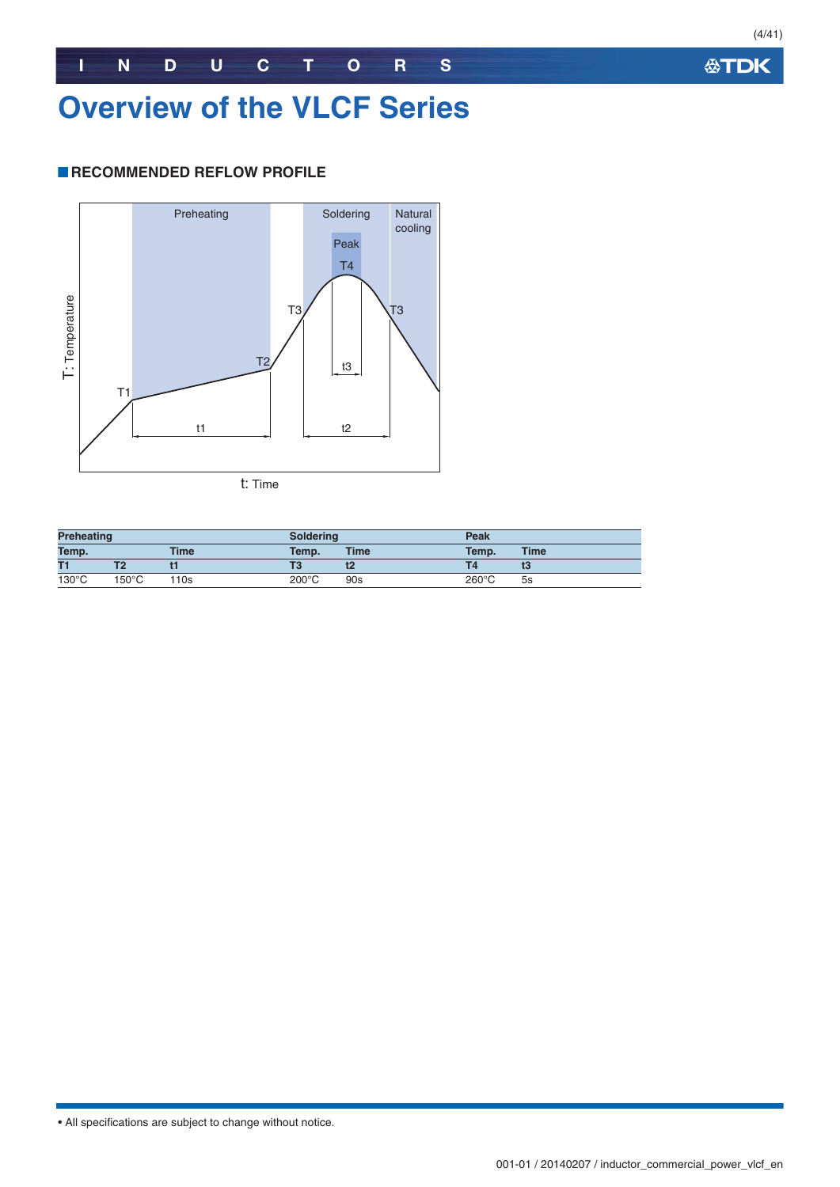# Overview of the VLCF Series

## RECOMMENDED REFLOW PROFILE

| Preheating | | | Soldering | | Peak | |
|---|---|---|---|---|---|---|
| Temp. | | Time | Temp. | Time | Temp. | Time |
| T1 | T2 | t1 | T3 | t2 | T4 | t3 |
| 130°C | 150°C | 110s | 200°C | 90s | 260°C | 5s |

- All specifications are subject to change without notice.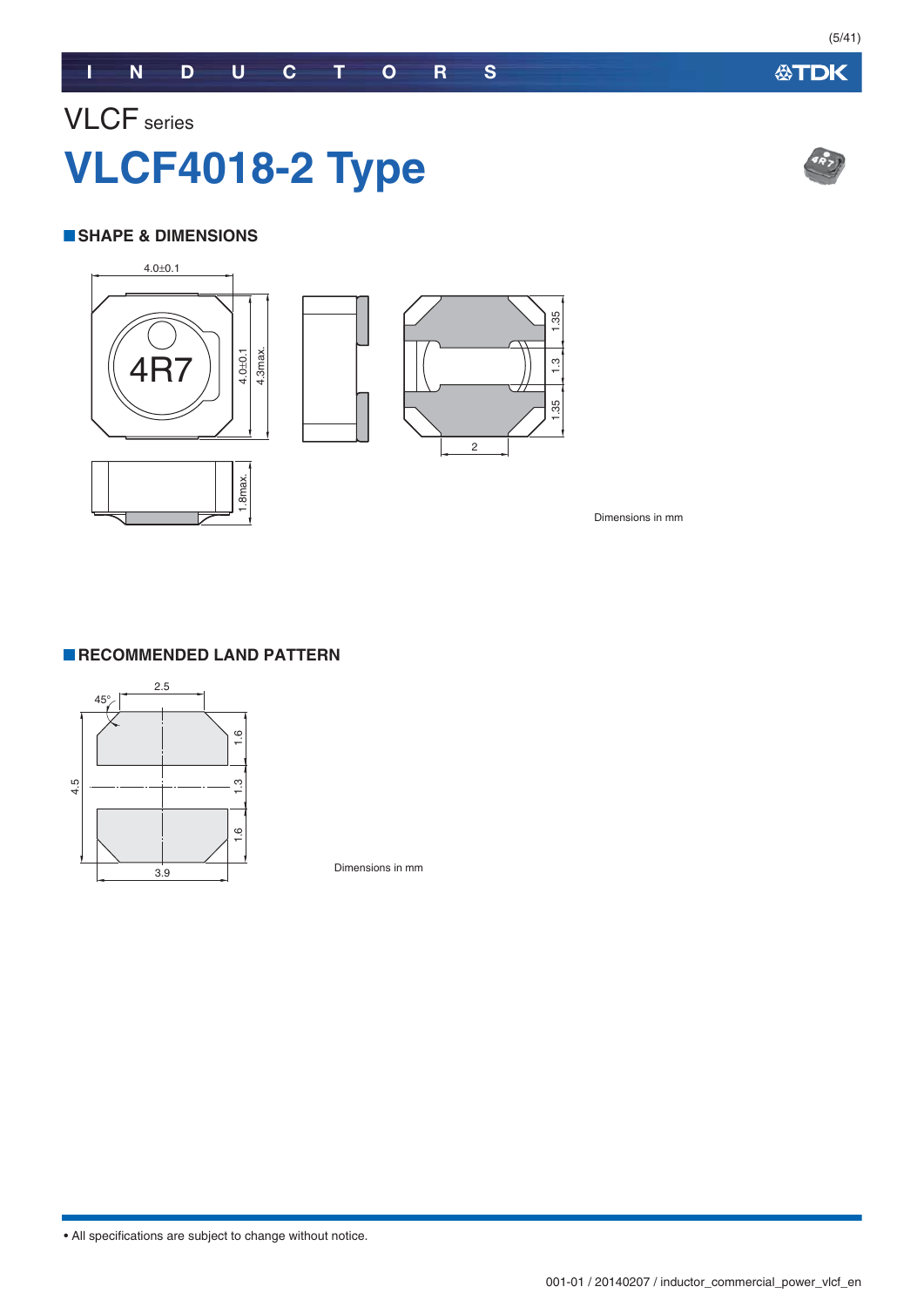# VLCF series

# VLCF4018-2 Type

## SHAPE & DIMENSIONS

4.0±0.1

4R7

4.0±0.1

4.3max.

1.35

1.3

1.35

2

1.8max.

Dimensions in mm

## RECOMMENDED LAND PATTERN

45°

2.5

1.6

4.5

1.3

1.6

3.9

Dimensions in mm

• All specifications are subject to change without notice.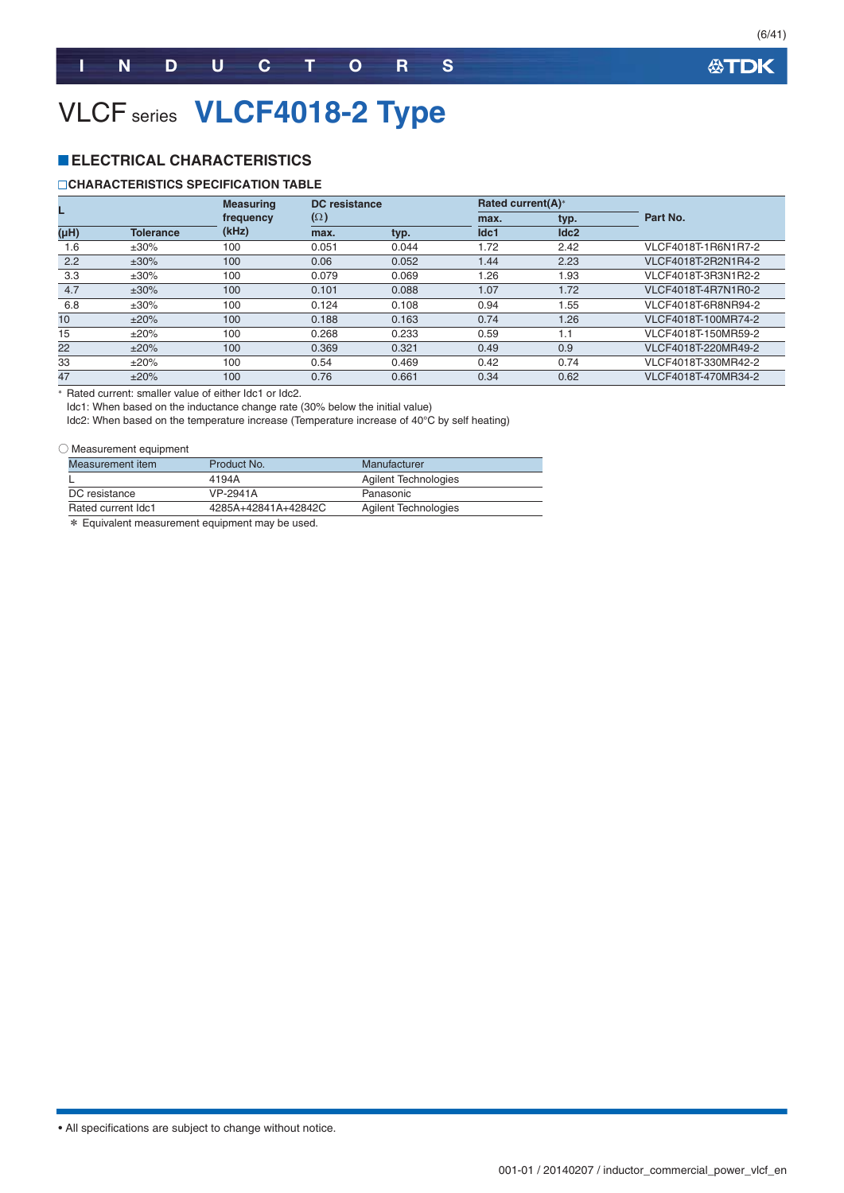# VLCF series **VLCF4018-2 Type**

## ELECTRICAL CHARACTERISTICS

### CHARACTERISTICS SPECIFICATION TABLE

| L (μH) | Tolerance | Measuring frequency (kHz) | DC resistance (Ω) max. | DC resistance (Ω) typ. | Rated current(A)* max. Idc1 | Rated current(A)* typ. Idc2 | Part No. |
|---|---|---|---|---|---|---|---|
| 1.6 | ±30% | 100 | 0.051 | 0.044 | 1.72 | 2.42 | VLCF4018T-1R6N1R7-2 |
| 2.2 | ±30% | 100 | 0.06 | 0.052 | 1.44 | 2.23 | VLCF4018T-2R2N1R4-2 |
| 3.3 | ±30% | 100 | 0.079 | 0.069 | 1.26 | 1.93 | VLCF4018T-3R3N1R2-2 |
| 4.7 | ±30% | 100 | 0.101 | 0.088 | 1.07 | 1.72 | VLCF4018T-4R7N1R0-2 |
| 6.8 | ±30% | 100 | 0.124 | 0.108 | 0.94 | 1.55 | VLCF4018T-6R8NR94-2 |
| 10 | ±20% | 100 | 0.188 | 0.163 | 0.74 | 1.26 | VLCF4018T-100MR74-2 |
| 15 | ±20% | 100 | 0.268 | 0.233 | 0.59 | 1.1 | VLCF4018T-150MR59-2 |
| 22 | ±20% | 100 | 0.369 | 0.321 | 0.49 | 0.9 | VLCF4018T-220MR49-2 |
| 33 | ±20% | 100 | 0.54 | 0.469 | 0.42 | 0.74 | VLCF4018T-330MR42-2 |
| 47 | ±20% | 100 | 0.76 | 0.661 | 0.34 | 0.62 | VLCF4018T-470MR34-2 |

* Rated current: smaller value of either Idc1 or Idc2.
Idc1: When based on the inductance change rate (30% below the initial value)
Idc2: When based on the temperature increase (Temperature increase of 40°C by self heating)

○ Measurement equipment

| Measurement item | Product No. | Manufacturer |
|---|---|---|
| L | 4194A | Agilent Technologies |
| DC resistance | VP-2941A | Panasonic |
| Rated current Idc1 | 4285A+42841A+42842C | Agilent Technologies |

* Equivalent measurement equipment may be used.

• All specifications are subject to change without notice.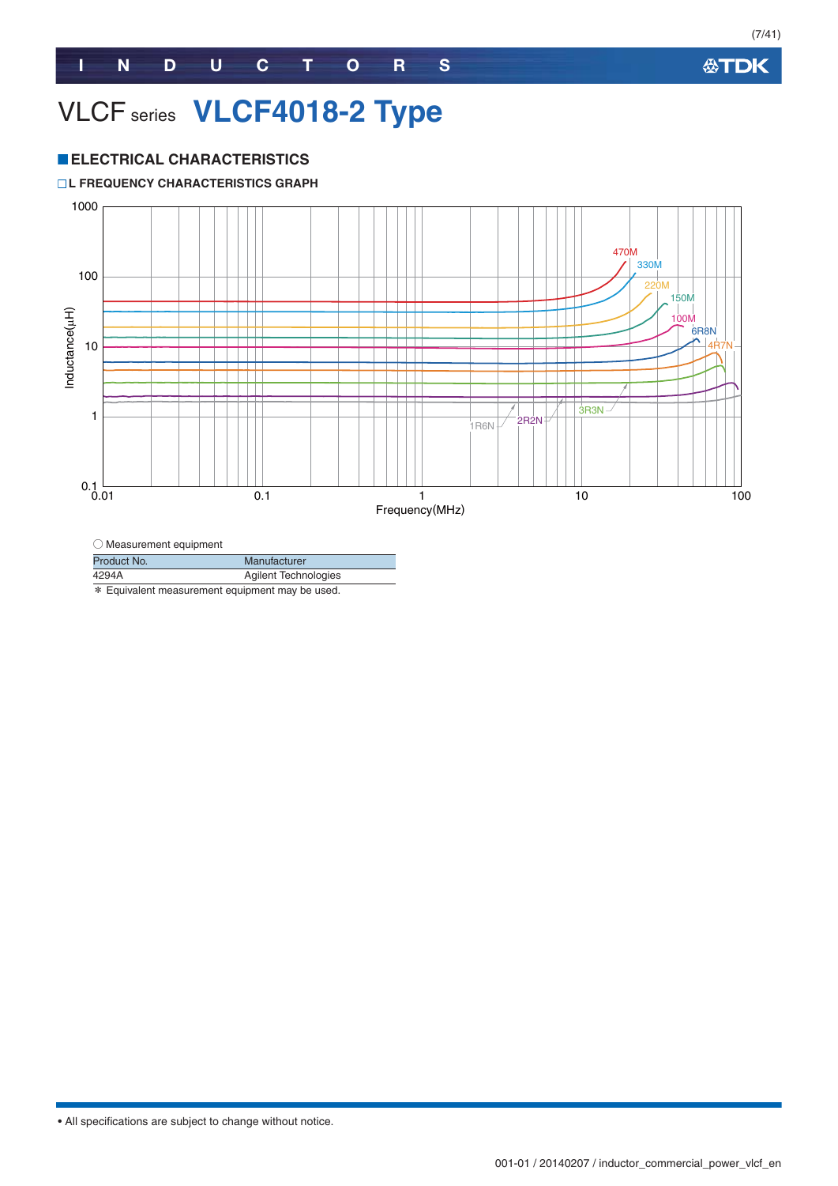# VLCF series VLCF4018-2 Type

## ■ELECTRICAL CHARACTERISTICS

### □L FREQUENCY CHARACTERISTICS GRAPH

Inductance(μH)

1000

100

10

1

0.1

0.01 0.1 1 10 100

Frequency(MHz)

470M 330M 220M 150M 100M 6R8N 4R7N 3R3N 2R2N 1R6N

○ Measurement equipment

| Product No. | Manufacturer |
|---|---|
| 4294A | Agilent Technologies |

＊ Equivalent measurement equipment may be used.

• All specifications are subject to change without notice.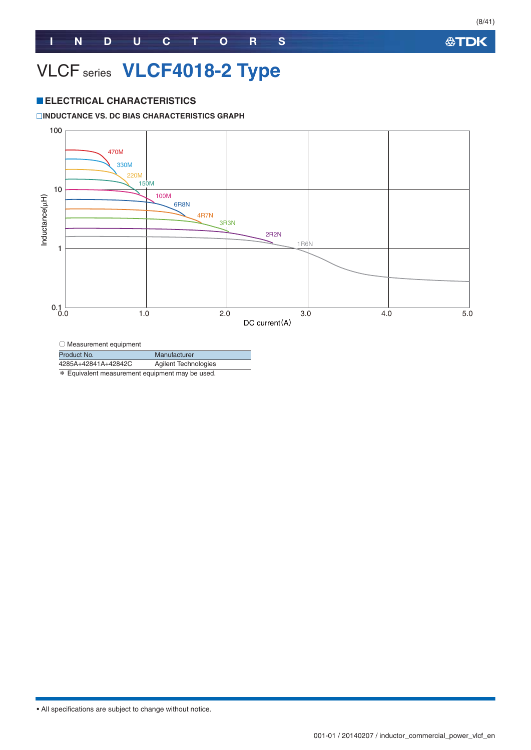# VLCF series VLCF4018-2 Type

## ■ELECTRICAL CHARACTERISTICS

### □INDUCTANCE VS. DC BIAS CHARACTERISTICS GRAPH

○ Measurement equipment

| Product No. | Manufacturer |
|---|---|
| 4285A+42841A+42842C | Agilent Technologies |

＊ Equivalent measurement equipment may be used.

• All specifications are subject to change without notice.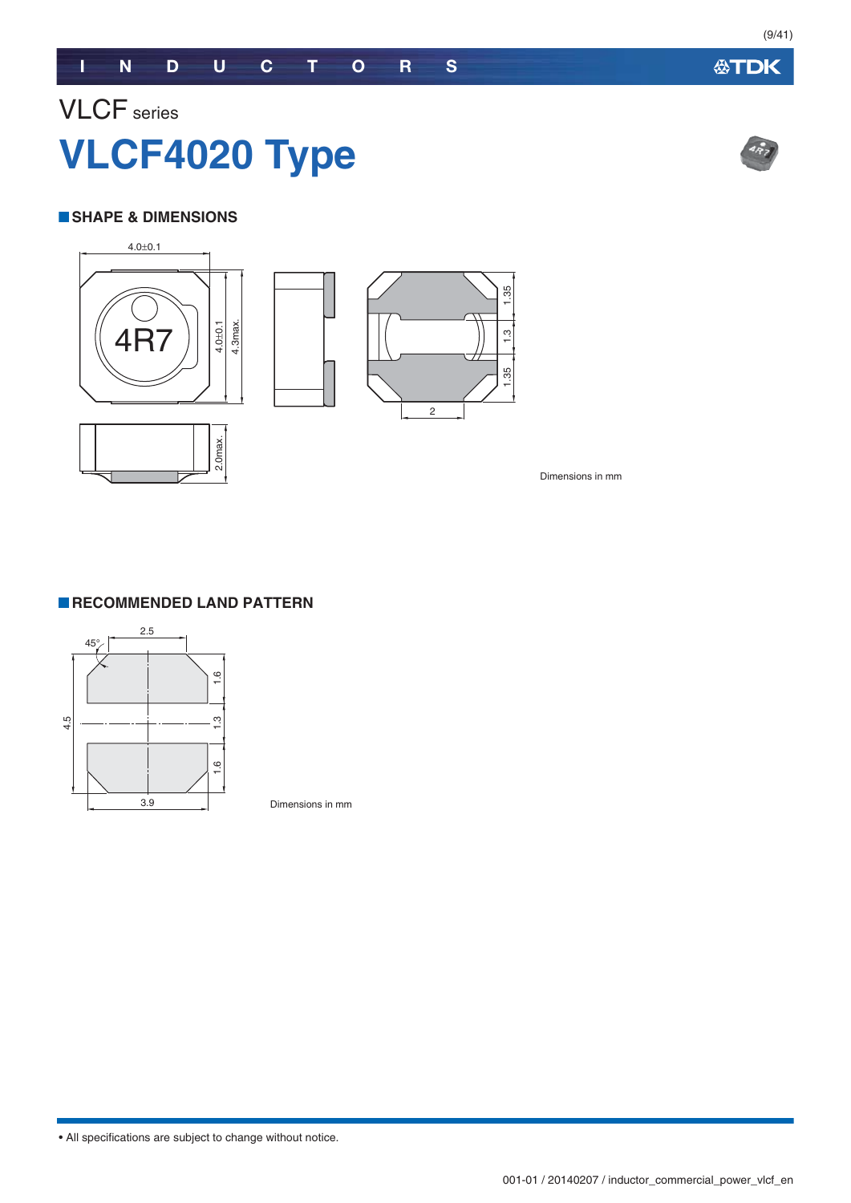VLCF series

# VLCF4020 Type

## SHAPE & DIMENSIONS

4.0±0.1

4R7

4.0±0.1

4.3max.

1.35

1.3

1.35

2

2.0max.

Dimensions in mm

## RECOMMENDED LAND PATTERN

45°

2.5

1.6

4.5

1.3

1.6

3.9

Dimensions in mm

• All specifications are subject to change without notice.

001-01 / 20140207 / inductor_commercial_power_vlcf_en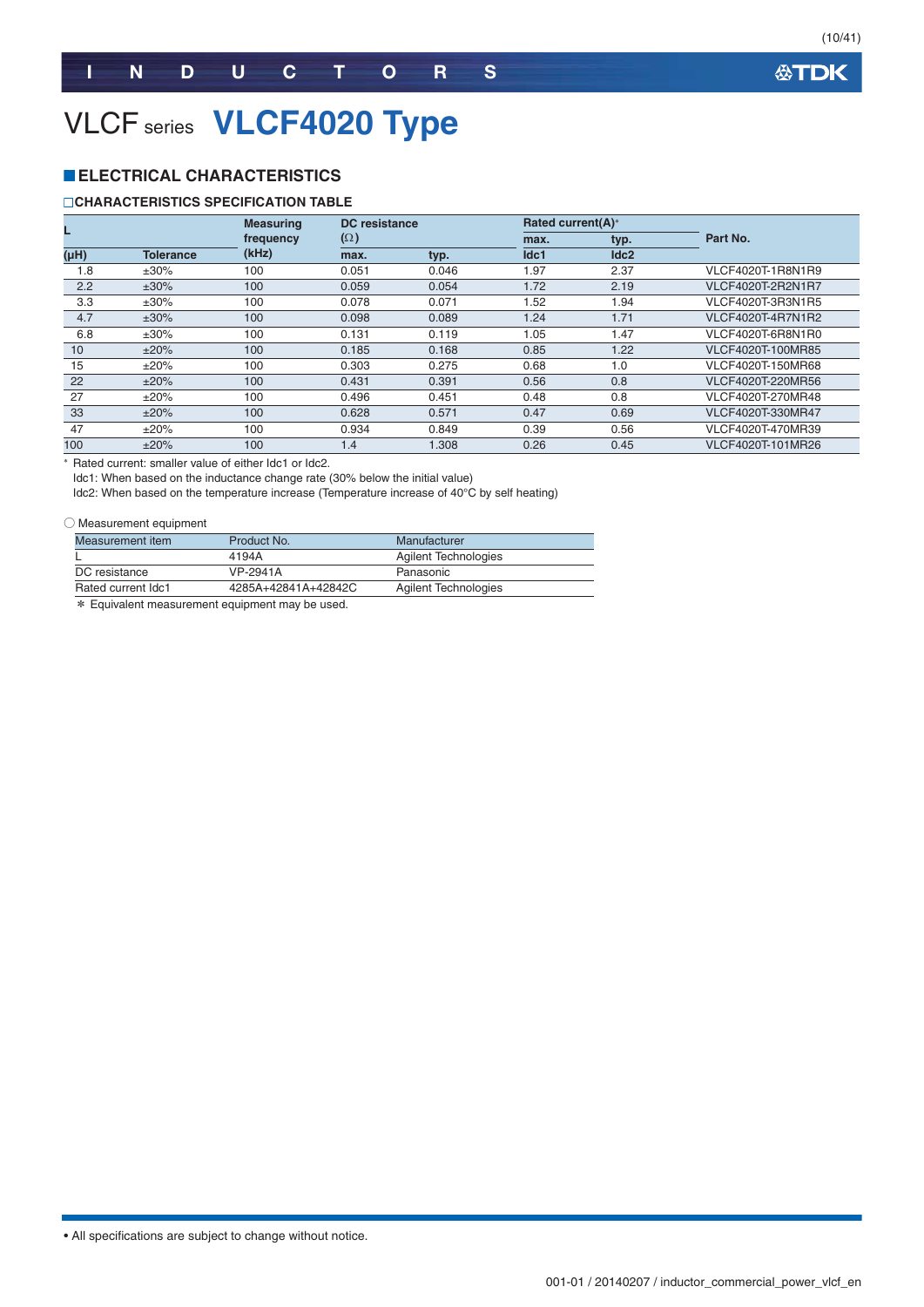# VLCF series VLCF4020 Type

## ELECTRICAL CHARACTERISTICS

### CHARACTERISTICS SPECIFICATION TABLE

| L |  | Measuring frequency | DC resistance (Ω) |  | Rated current(A)* |  | Part No. |
|---|---|---|---|---|---|---|---|
|  |  |  |  |  | max. | typ. |  |
| (μH) | Tolerance | (kHz) | max. | typ. | Idc1 | Idc2 |  |
| 1.8 | ±30% | 100 | 0.051 | 0.046 | 1.97 | 2.37 | VLCF4020T-1R8N1R9 |
| 2.2 | ±30% | 100 | 0.059 | 0.054 | 1.72 | 2.19 | VLCF4020T-2R2N1R7 |
| 3.3 | ±30% | 100 | 0.078 | 0.071 | 1.52 | 1.94 | VLCF4020T-3R3N1R5 |
| 4.7 | ±30% | 100 | 0.098 | 0.089 | 1.24 | 1.71 | VLCF4020T-4R7N1R2 |
| 6.8 | ±30% | 100 | 0.131 | 0.119 | 1.05 | 1.47 | VLCF4020T-6R8N1R0 |
| 10 | ±20% | 100 | 0.185 | 0.168 | 0.85 | 1.22 | VLCF4020T-100MR85 |
| 15 | ±20% | 100 | 0.303 | 0.275 | 0.68 | 1.0 | VLCF4020T-150MR68 |
| 22 | ±20% | 100 | 0.431 | 0.391 | 0.56 | 0.8 | VLCF4020T-220MR56 |
| 27 | ±20% | 100 | 0.496 | 0.451 | 0.48 | 0.8 | VLCF4020T-270MR48 |
| 33 | ±20% | 100 | 0.628 | 0.571 | 0.47 | 0.69 | VLCF4020T-330MR47 |
| 47 | ±20% | 100 | 0.934 | 0.849 | 0.39 | 0.56 | VLCF4020T-470MR39 |
| 100 | ±20% | 100 | 1.4 | 1.308 | 0.26 | 0.45 | VLCF4020T-101MR26 |

* Rated current: smaller value of either Idc1 or Idc2.
Idc1: When based on the inductance change rate (30% below the initial value)
Idc2: When based on the temperature increase (Temperature increase of 40°C by self heating)

○ Measurement equipment

| Measurement item | Product No. | Manufacturer |
|---|---|---|
| L | 4194A | Agilent Technologies |
| DC resistance | VP-2941A | Panasonic |
| Rated current Idc1 | 4285A+42841A+42842C | Agilent Technologies |

* Equivalent measurement equipment may be used.

• All specifications are subject to change without notice.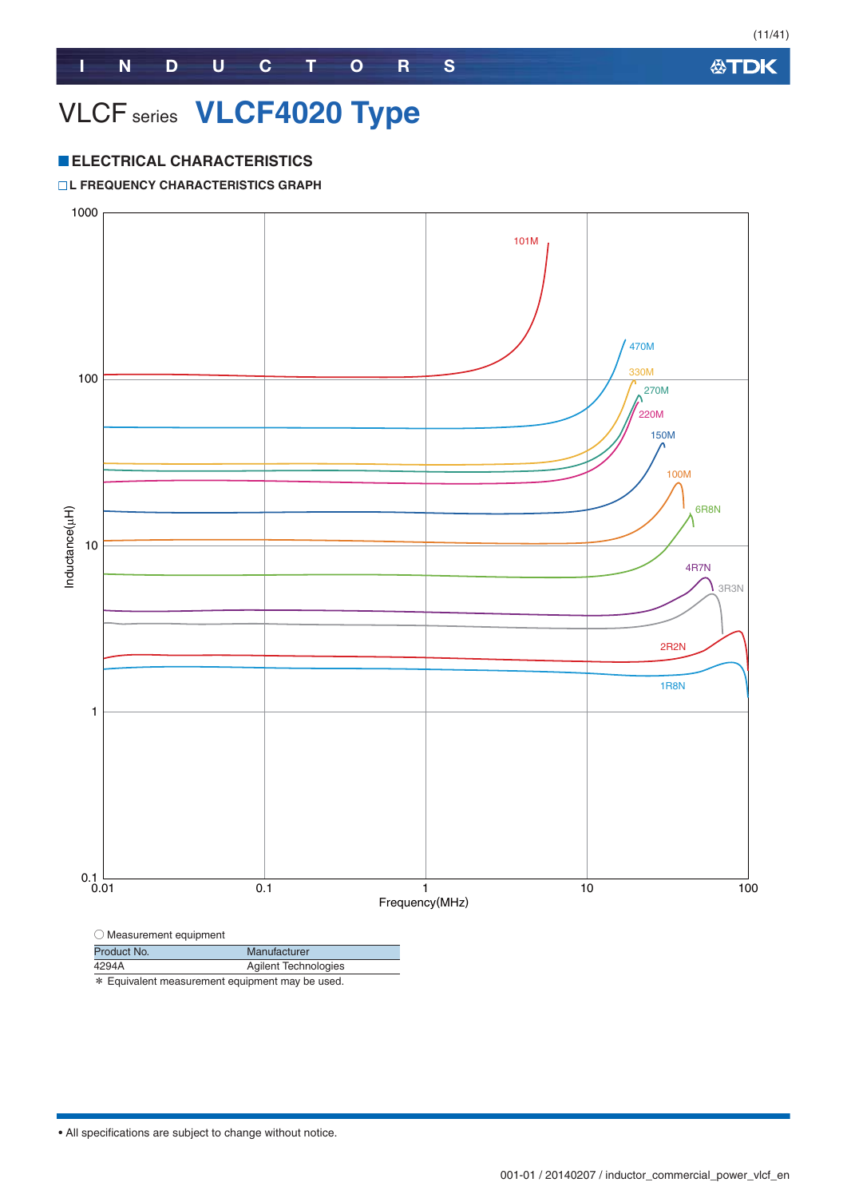# VLCF series VLCF4020 Type

## ELECTRICAL CHARACTERISTICS

### L FREQUENCY CHARACTERISTICS GRAPH

Inductance(μH)

1000
100
10
1
0.1

0.01 0.1 1 10 100

Frequency(MHz)

101M, 470M, 330M, 270M, 220M, 150M, 100M, 6R8N, 4R7N, 3R3N, 2R2N, 1R8N

○ Measurement equipment

| Product No. | Manufacturer |
|---|---|
| 4294A | Agilent Technologies |

* Equivalent measurement equipment may be used.

• All specifications are subject to change without notice.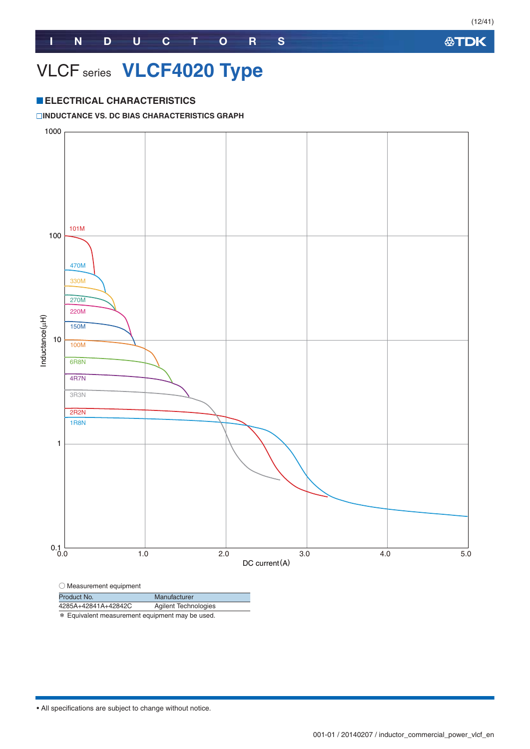# VLCF series VLCF4020 Type

## ■ELECTRICAL CHARACTERISTICS

### □INDUCTANCE VS. DC BIAS CHARACTERISTICS GRAPH

1000

100

10

1

0.1

Inductance (μH)

101M
470M
330M
270M
220M
150M
100M
6R8N
4R7N
3R3N
2R2N
1R8N

0.0 1.0 2.0 3.0 4.0 5.0

DC current (A)

○ Measurement equipment

| Product No. | Manufacturer |
| --- | --- |
| 4285A+42841A+42842C | Agilent Technologies |

＊ Equivalent measurement equipment may be used.

• All specifications are subject to change without notice.

001-01 / 20140207 / inductor_commercial_power_vlcf_en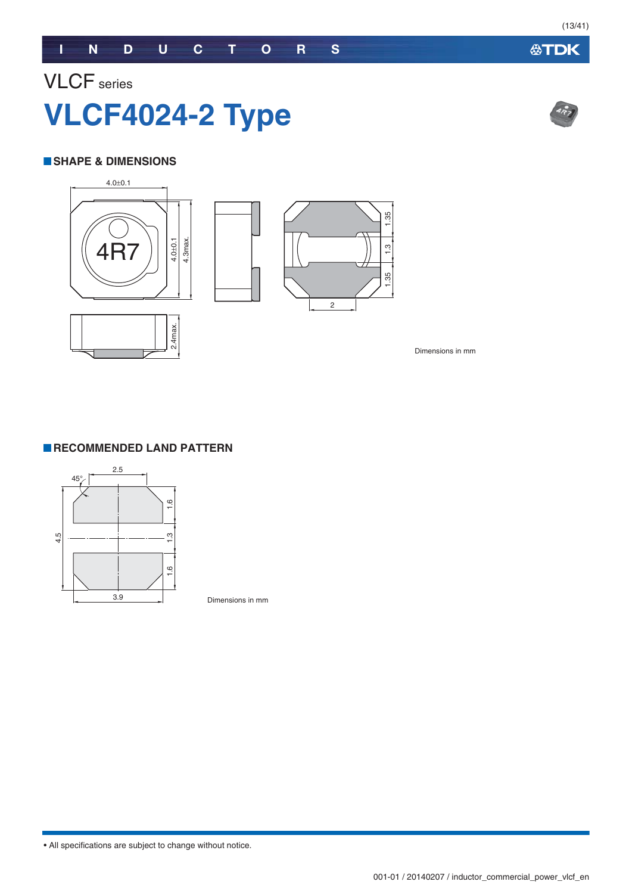VLCF series

# VLCF4024-2 Type

## SHAPE & DIMENSIONS

4.0±0.1

4R7

4.0±0.1

4.3max.

1.35

1.3

1.35

2

2.4max.

Dimensions in mm

## RECOMMENDED LAND PATTERN

2.5

45°

1.6

4.5

1.3

1.6

3.9

Dimensions in mm

• All specifications are subject to change without notice.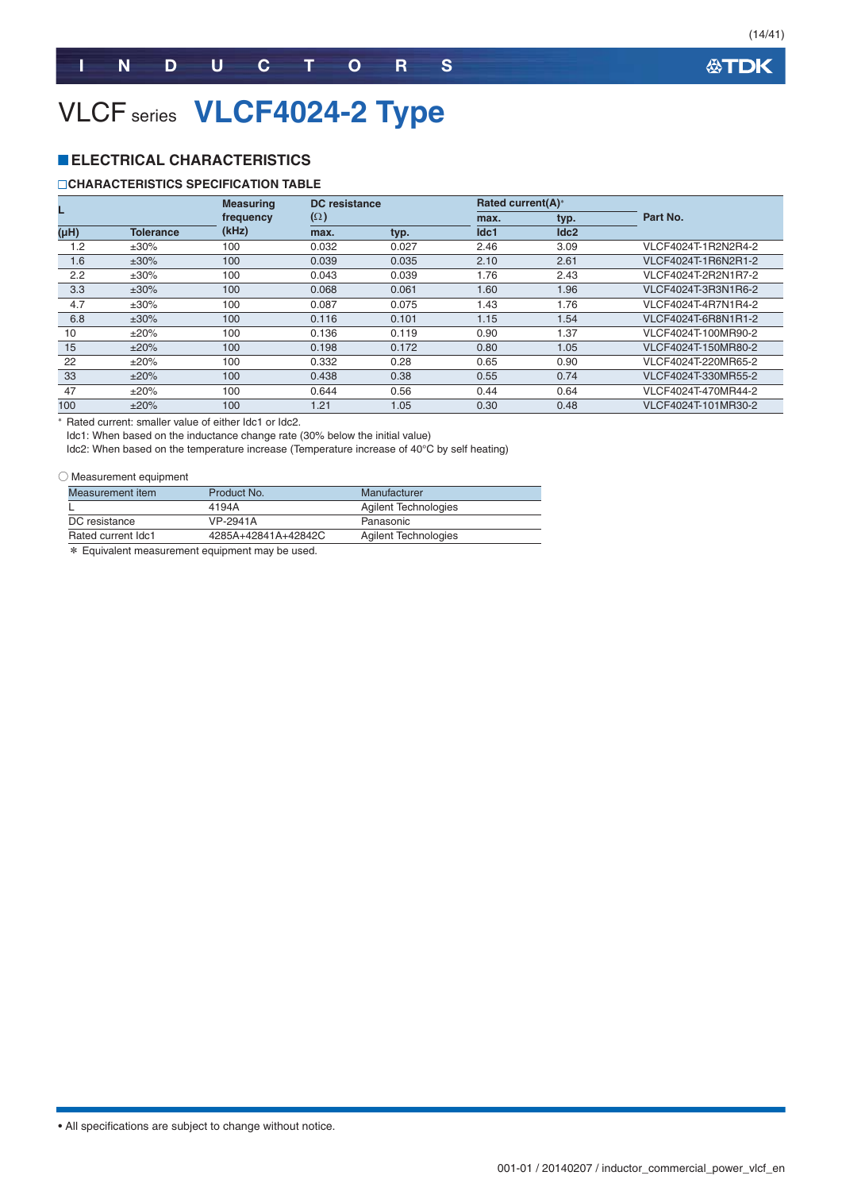# VLCF series VLCF4024-2 Type

## ELECTRICAL CHARACTERISTICS

### CHARACTERISTICS SPECIFICATION TABLE

| L | | Measuring frequency | DC resistance (Ω) | | Rated current(A)* | | Part No. |
|---|---|---|---|---|---|---|---|
| | | | | | max. | typ. | |
| (μH) | Tolerance | (kHz) | max. | typ. | Idc1 | Idc2 | |
| 1.2 | ±30% | 100 | 0.032 | 0.027 | 2.46 | 3.09 | VLCF4024T-1R2N2R4-2 |
| 1.6 | ±30% | 100 | 0.039 | 0.035 | 2.10 | 2.61 | VLCF4024T-1R6N2R1-2 |
| 2.2 | ±30% | 100 | 0.043 | 0.039 | 1.76 | 2.43 | VLCF4024T-2R2N1R7-2 |
| 3.3 | ±30% | 100 | 0.068 | 0.061 | 1.60 | 1.96 | VLCF4024T-3R3N1R6-2 |
| 4.7 | ±30% | 100 | 0.087 | 0.075 | 1.43 | 1.76 | VLCF4024T-4R7N1R4-2 |
| 6.8 | ±30% | 100 | 0.116 | 0.101 | 1.15 | 1.54 | VLCF4024T-6R8N1R1-2 |
| 10 | ±20% | 100 | 0.136 | 0.119 | 0.90 | 1.37 | VLCF4024T-100MR90-2 |
| 15 | ±20% | 100 | 0.198 | 0.172 | 0.80 | 1.05 | VLCF4024T-150MR80-2 |
| 22 | ±20% | 100 | 0.332 | 0.28 | 0.65 | 0.90 | VLCF4024T-220MR65-2 |
| 33 | ±20% | 100 | 0.438 | 0.38 | 0.55 | 0.74 | VLCF4024T-330MR55-2 |
| 47 | ±20% | 100 | 0.644 | 0.56 | 0.44 | 0.64 | VLCF4024T-470MR44-2 |
| 100 | ±20% | 100 | 1.21 | 1.05 | 0.30 | 0.48 | VLCF4024T-101MR30-2 |

\* Rated current: smaller value of either Idc1 or Idc2.
Idc1: When based on the inductance change rate (30% below the initial value)
Idc2: When based on the temperature increase (Temperature increase of 40°C by self heating)

○ Measurement equipment

| Measurement item | Product No. | Manufacturer |
|---|---|---|
| L | 4194A | Agilent Technologies |
| DC resistance | VP-2941A | Panasonic |
| Rated current Idc1 | 4285A+42841A+42842C | Agilent Technologies |

\* Equivalent measurement equipment may be used.

• All specifications are subject to change without notice.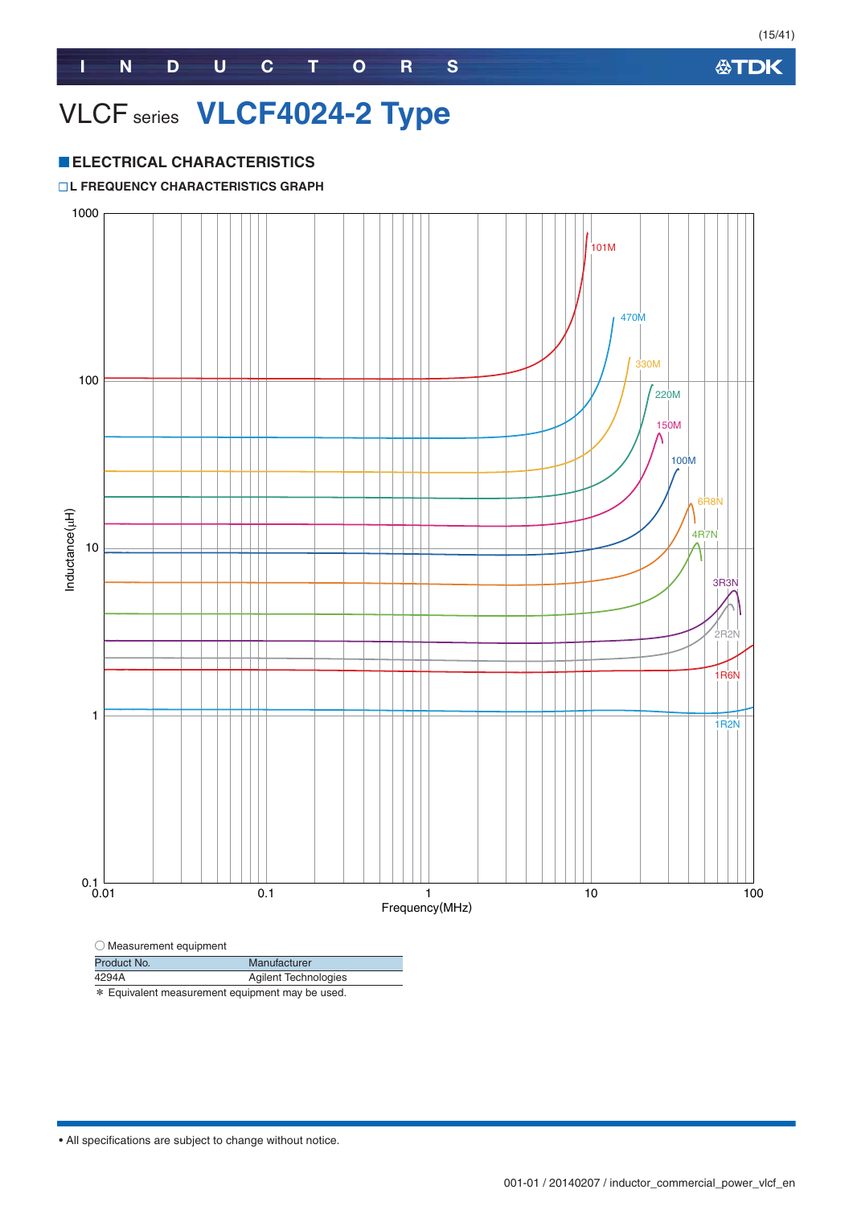# VLCF series VLCF4024-2 Type

## ■ELECTRICAL CHARACTERISTICS

### □L FREQUENCY CHARACTERISTICS GRAPH

Inductance(μH) vs. Frequency(MHz)

101M, 470M, 330M, 220M, 150M, 100M, 6R8N, 4R7N, 3R3N, 2R2N, 1R6N, 1R2N

○ Measurement equipment

| Product No. | Manufacturer |
| --- | --- |
| 4294A | Agilent Technologies |

＊ Equivalent measurement equipment may be used.

• All specifications are subject to change without notice.

001-01 / 20140207 / inductor_commercial_power_vlcf_en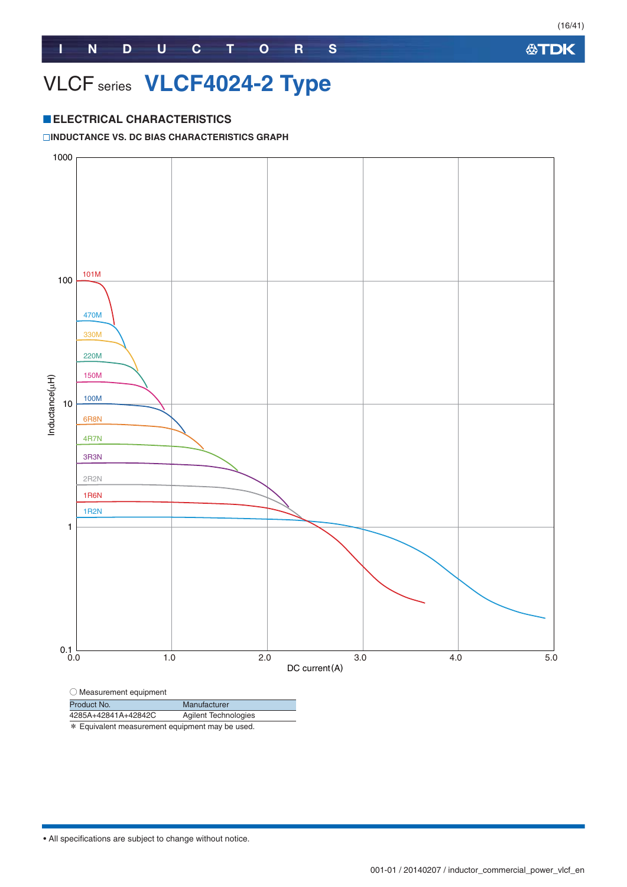# VLCF series VLCF4024-2 Type

## ■ELECTRICAL CHARACTERISTICS

□INDUCTANCE VS. DC BIAS CHARACTERISTICS GRAPH

○ Measurement equipment

| Product No. | Manufacturer |
|---|---|
| 4285A+42841A+42842C | Agilent Technologies |

* Equivalent measurement equipment may be used.

• All specifications are subject to change without notice.

001-01 / 20140207 / inductor_commercial_power_vlcf_en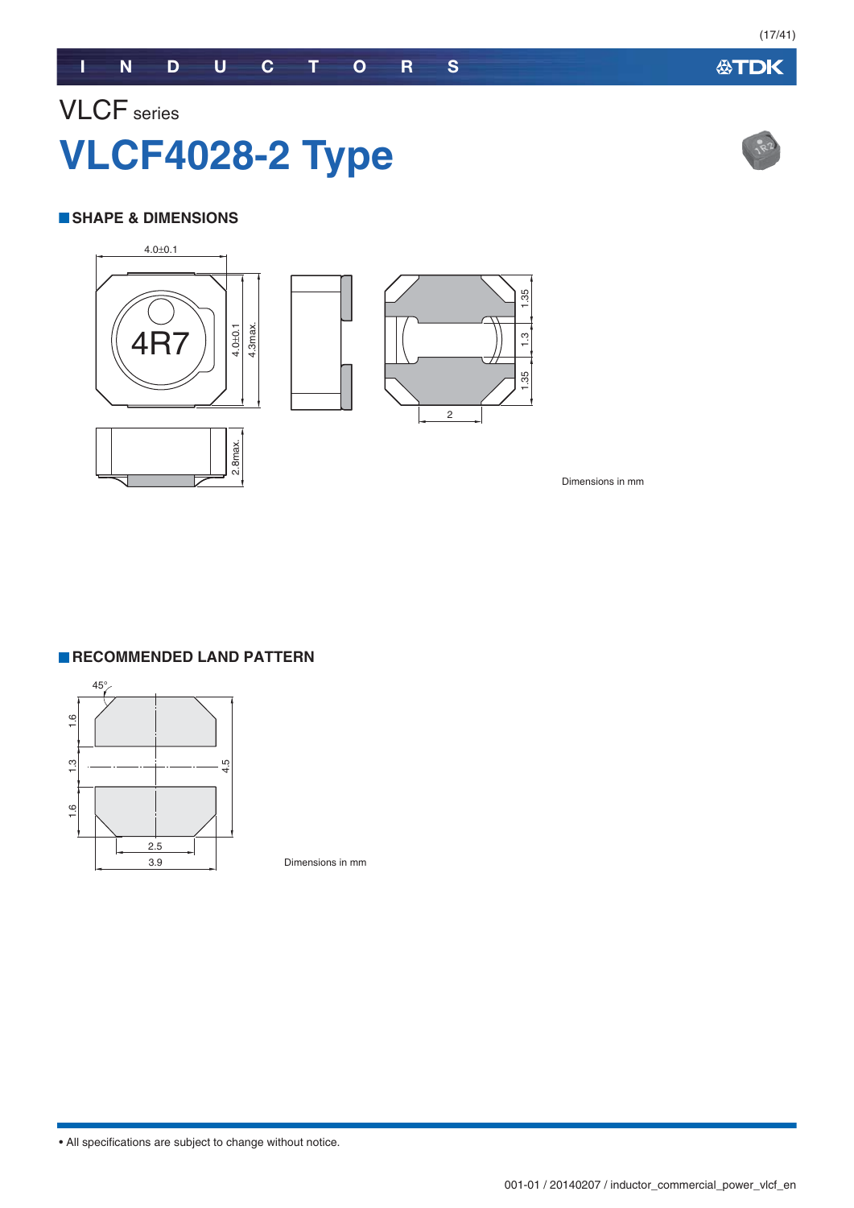VLCF series

# VLCF4028-2 Type

## SHAPE & DIMENSIONS

4.0±0.1

4R7

4.0±0.1

4.3max.

1.35

1.3

1.35

2

2.8max.

Dimensions in mm

## RECOMMENDED LAND PATTERN

45°

1.6

1.3

1.6

4.5

2.5

3.9

Dimensions in mm

• All specifications are subject to change without notice.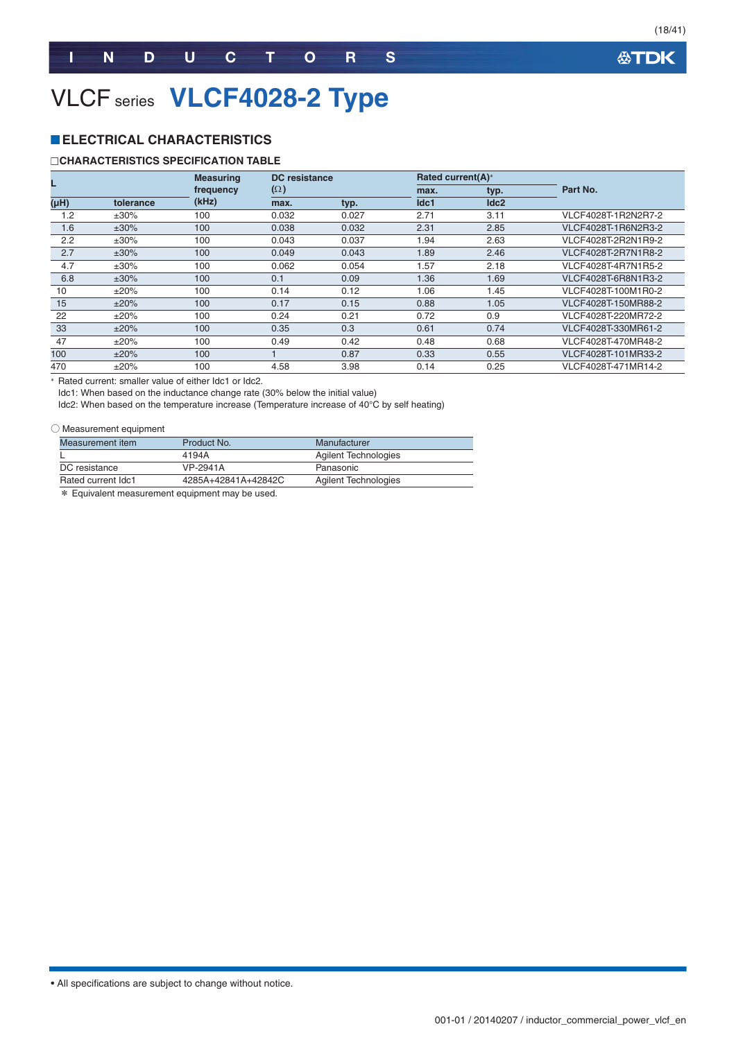# VLCF series VLCF4028-2 Type

## ■ELECTRICAL CHARACTERISTICS

### □CHARACTERISTICS SPECIFICATION TABLE

| L | | Measuring frequency | DC resistance (Ω) | | Rated current(A)* | | Part No. |
|---|---|---|---|---|---|---|---|
| | | | | | max. | typ. | |
| (μH) | tolerance | (kHz) | max. | typ. | Idc1 | Idc2 | |
| 1.2 | ±30% | 100 | 0.032 | 0.027 | 2.71 | 3.11 | VLCF4028T-1R2N2R7-2 |
| 1.6 | ±30% | 100 | 0.038 | 0.032 | 2.31 | 2.85 | VLCF4028T-1R6N2R3-2 |
| 2.2 | ±30% | 100 | 0.043 | 0.037 | 1.94 | 2.63 | VLCF4028T-2R2N1R9-2 |
| 2.7 | ±30% | 100 | 0.049 | 0.043 | 1.89 | 2.46 | VLCF4028T-2R7N1R8-2 |
| 4.7 | ±30% | 100 | 0.062 | 0.054 | 1.57 | 2.18 | VLCF4028T-4R7N1R5-2 |
| 6.8 | ±30% | 100 | 0.1 | 0.09 | 1.36 | 1.69 | VLCF4028T-6R8N1R3-2 |
| 10 | ±20% | 100 | 0.14 | 0.12 | 1.06 | 1.45 | VLCF4028T-100M1R0-2 |
| 15 | ±20% | 100 | 0.17 | 0.15 | 0.88 | 1.05 | VLCF4028T-150MR88-2 |
| 22 | ±20% | 100 | 0.24 | 0.21 | 0.72 | 0.9 | VLCF4028T-220MR72-2 |
| 33 | ±20% | 100 | 0.35 | 0.3 | 0.61 | 0.74 | VLCF4028T-330MR61-2 |
| 47 | ±20% | 100 | 0.49 | 0.42 | 0.48 | 0.68 | VLCF4028T-470MR48-2 |
| 100 | ±20% | 100 | 1 | 0.87 | 0.33 | 0.55 | VLCF4028T-101MR33-2 |
| 470 | ±20% | 100 | 4.58 | 3.98 | 0.14 | 0.25 | VLCF4028T-471MR14-2 |

* Rated current: smaller value of either Idc1 or Idc2.
Idc1: When based on the inductance change rate (30% below the initial value)
Idc2: When based on the temperature increase (Temperature increase of 40°C by self heating)

○ Measurement equipment

| Measurement item | Product No. | Manufacturer |
|---|---|---|
| L | 4194A | Agilent Technologies |
| DC resistance | VP-2941A | Panasonic |
| Rated current Idc1 | 4285A+42841A+42842C | Agilent Technologies |

* Equivalent measurement equipment may be used.

• All specifications are subject to change without notice.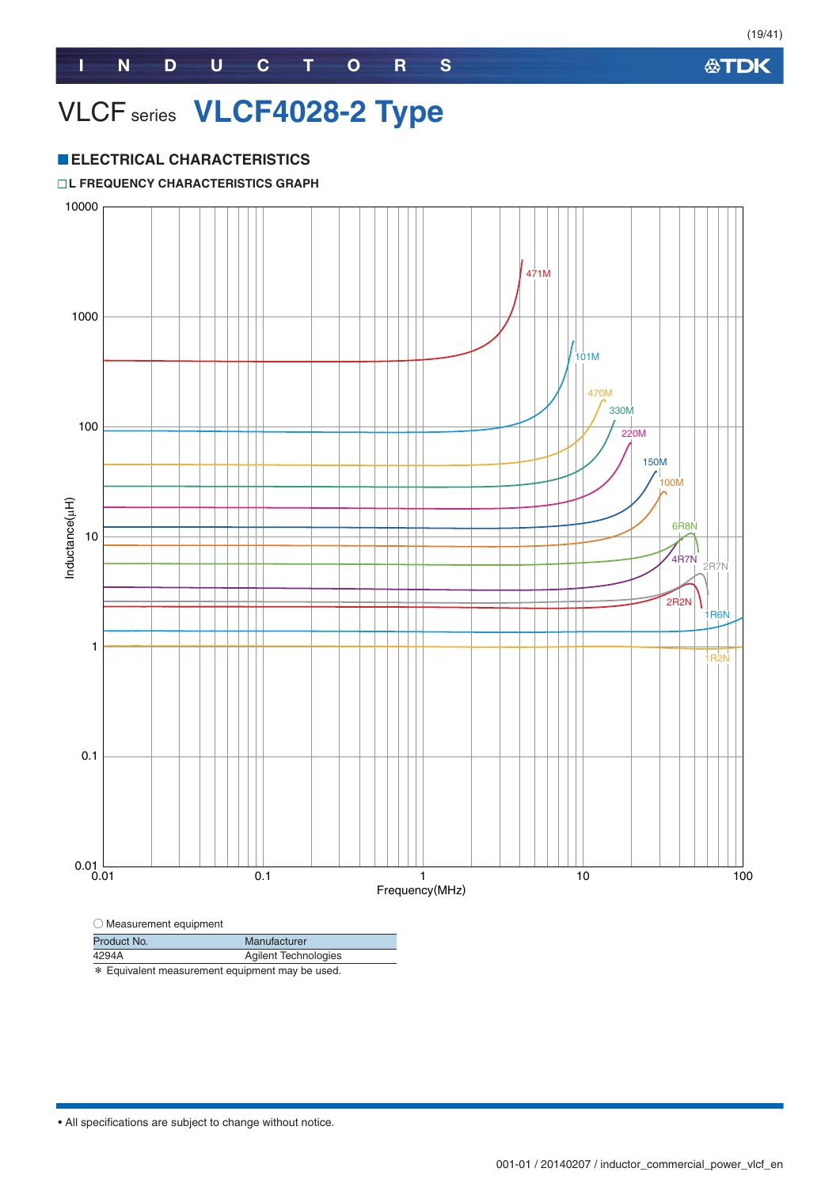# VLCF series VLCF4028-2 Type

## ■ELECTRICAL CHARACTERISTICS

### □L FREQUENCY CHARACTERISTICS GRAPH

○ Measurement equipment

| Product No. | Manufacturer |
|---|---|
| 4294A | Agilent Technologies |

＊ Equivalent measurement equipment may be used.

• All specifications are subject to change without notice.

001-01 / 20140207 / inductor_commercial_power_vlcf_en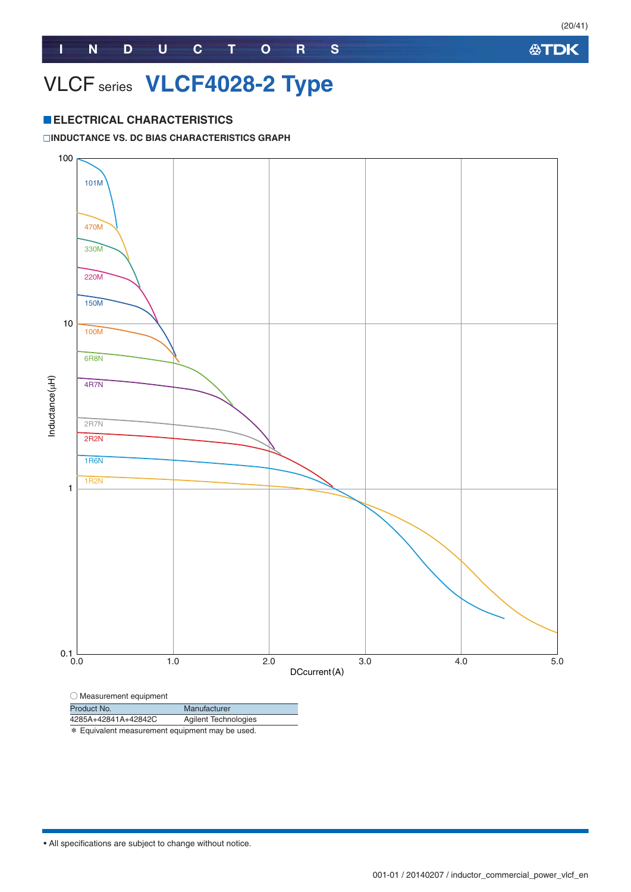# VLCF series VLCF4028-2 Type

## ■ELECTRICAL CHARACTERISTICS

### □INDUCTANCE VS. DC BIAS CHARACTERISTICS GRAPH

○ Measurement equipment

| Product No. | Manufacturer |
|---|---|
| 4285A+42841A+42842C | Agilent Technologies |

＊ Equivalent measurement equipment may be used.

• All specifications are subject to change without notice.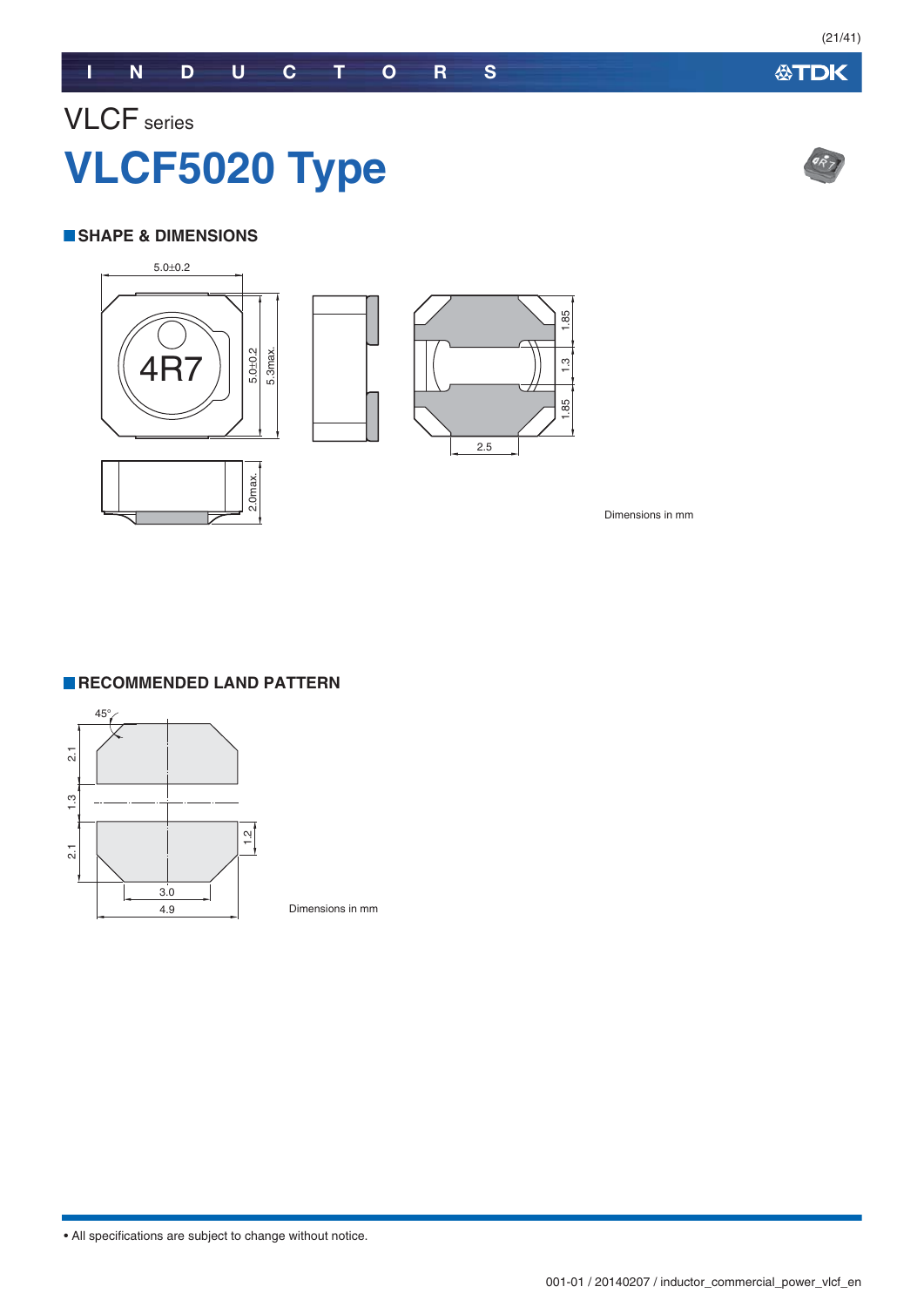VLCF series

# VLCF5020 Type

## SHAPE & DIMENSIONS

5.0±0.2

4R7

5.0±0.2

5.3max.

1.85

1.3

1.85

2.5

2.0max.

Dimensions in mm

## RECOMMENDED LAND PATTERN

45°

2.1

1.3

2.1

1.2

3.0

4.9

Dimensions in mm

• All specifications are subject to change without notice.

001-01 / 20140207 / inductor_commercial_power_vlcf_en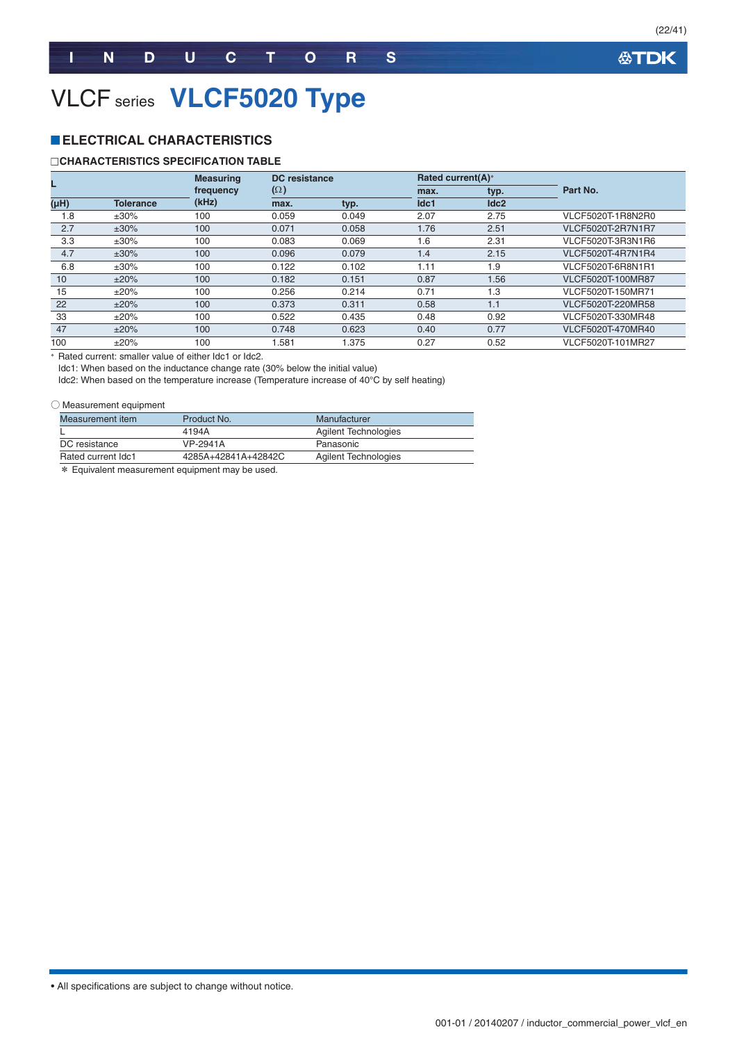# VLCF series VLCF5020 Type

## ■ELECTRICAL CHARACTERISTICS

### □CHARACTERISTICS SPECIFICATION TABLE

| L | | Measuring frequency | DC resistance (Ω) | | Rated current(A)* | | Part No. |
|---|---|---|---|---|---|---|---|
| (µH) | Tolerance | (kHz) | max. | typ. | max. Idc1 | typ. Idc2 | |
| 1.8 | ±30% | 100 | 0.059 | 0.049 | 2.07 | 2.75 | VLCF5020T-1R8N2R0 |
| 2.7 | ±30% | 100 | 0.071 | 0.058 | 1.76 | 2.51 | VLCF5020T-2R7N1R7 |
| 3.3 | ±30% | 100 | 0.083 | 0.069 | 1.6 | 2.31 | VLCF5020T-3R3N1R6 |
| 4.7 | ±30% | 100 | 0.096 | 0.079 | 1.4 | 2.15 | VLCF5020T-4R7N1R4 |
| 6.8 | ±30% | 100 | 0.122 | 0.102 | 1.11 | 1.9 | VLCF5020T-6R8N1R1 |
| 10 | ±20% | 100 | 0.182 | 0.151 | 0.87 | 1.56 | VLCF5020T-100MR87 |
| 15 | ±20% | 100 | 0.256 | 0.214 | 0.71 | 1.3 | VLCF5020T-150MR71 |
| 22 | ±20% | 100 | 0.373 | 0.311 | 0.58 | 1.1 | VLCF5020T-220MR58 |
| 33 | ±20% | 100 | 0.522 | 0.435 | 0.48 | 0.92 | VLCF5020T-330MR48 |
| 47 | ±20% | 100 | 0.748 | 0.623 | 0.40 | 0.77 | VLCF5020T-470MR40 |
| 100 | ±20% | 100 | 1.581 | 1.375 | 0.27 | 0.52 | VLCF5020T-101MR27 |

* Rated current: smaller value of either Idc1 or Idc2.
Idc1: When based on the inductance change rate (30% below the initial value)
Idc2: When based on the temperature increase (Temperature increase of 40°C by self heating)

○ Measurement equipment

| Measurement item | Product No. | Manufacturer |
|---|---|---|
| L | 4194A | Agilent Technologies |
| DC resistance | VP-2941A | Panasonic |
| Rated current Idc1 | 4285A+42841A+42842C | Agilent Technologies |

* Equivalent measurement equipment may be used.

• All specifications are subject to change without notice.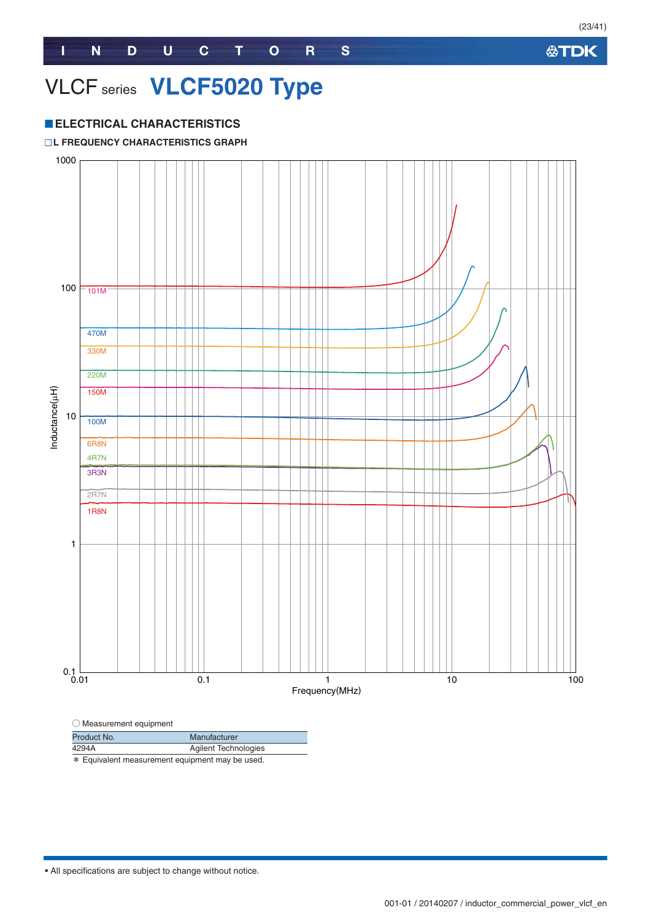# VLCF series VLCF5020 Type

## ■ELECTRICAL CHARACTERISTICS

### □L FREQUENCY CHARACTERISTICS GRAPH

Inductance(µH) vs Frequency(MHz)

101M, 470M, 330M, 220M, 150M, 100M, 6R8N, 4R7N, 3R3N, 2R7N, 1R8N

○ Measurement equipment

| Product No. | Manufacturer |
| --- | --- |
| 4294A | Agilent Technologies |

＊ Equivalent measurement equipment may be used.

• All specifications are subject to change without notice.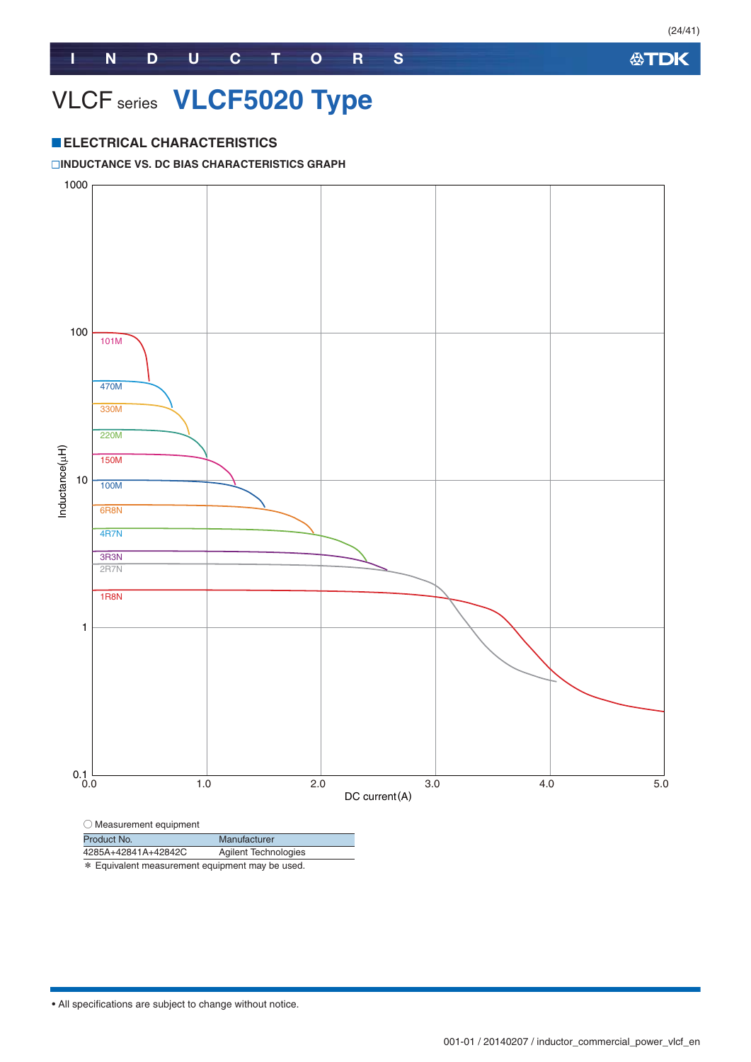# VLCF series **VLCF5020 Type**

## ELECTRICAL CHARACTERISTICS

### □INDUCTANCE VS. DC BIAS CHARACTERISTICS GRAPH

○ Measurement equipment

| Product No. | Manufacturer |
|---|---|
| 4285A+42841A+42842C | Agilent Technologies |

＊ Equivalent measurement equipment may be used.

• All specifications are subject to change without notice.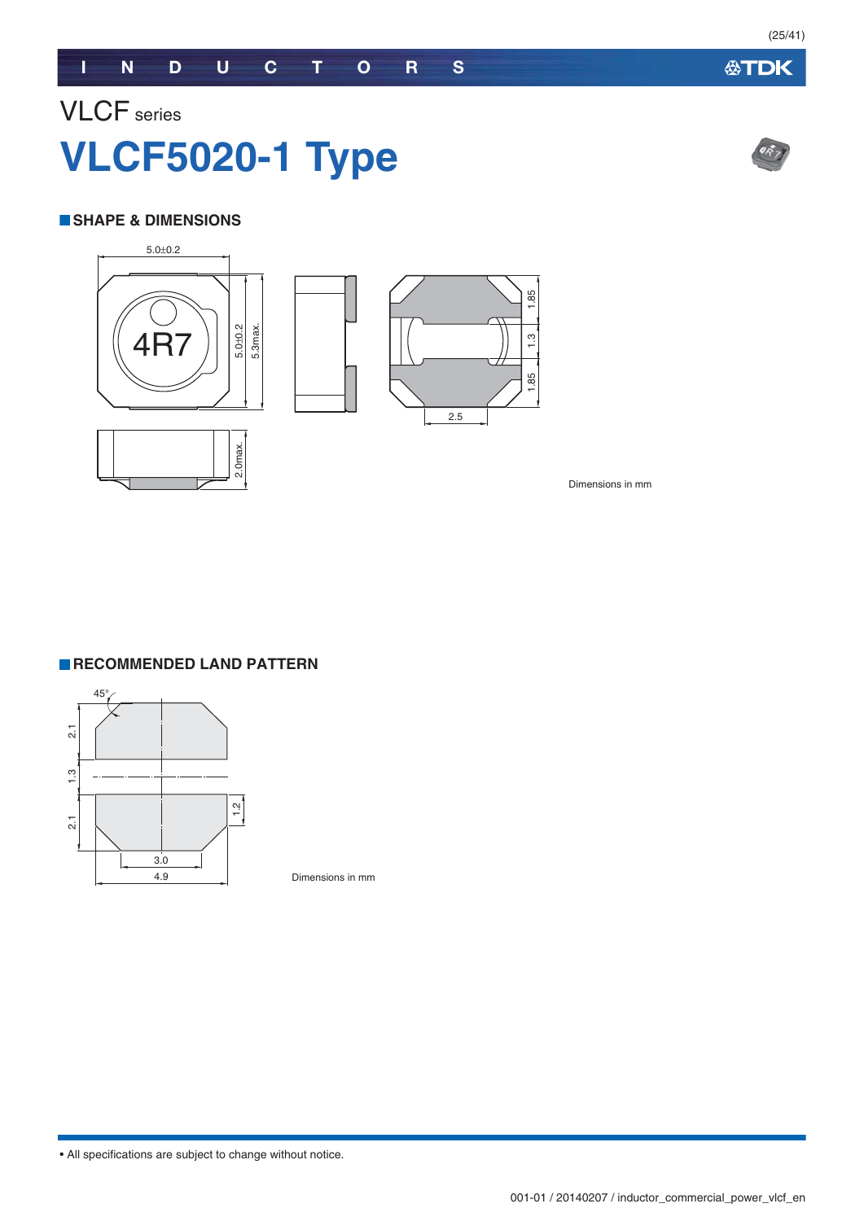VLCF series

# VLCF5020-1 Type

## SHAPE & DIMENSIONS

Dimensions in mm

## RECOMMENDED LAND PATTERN

Dimensions in mm

• All specifications are subject to change without notice.

001-01 / 20140207 / inductor_commercial_power_vlcf_en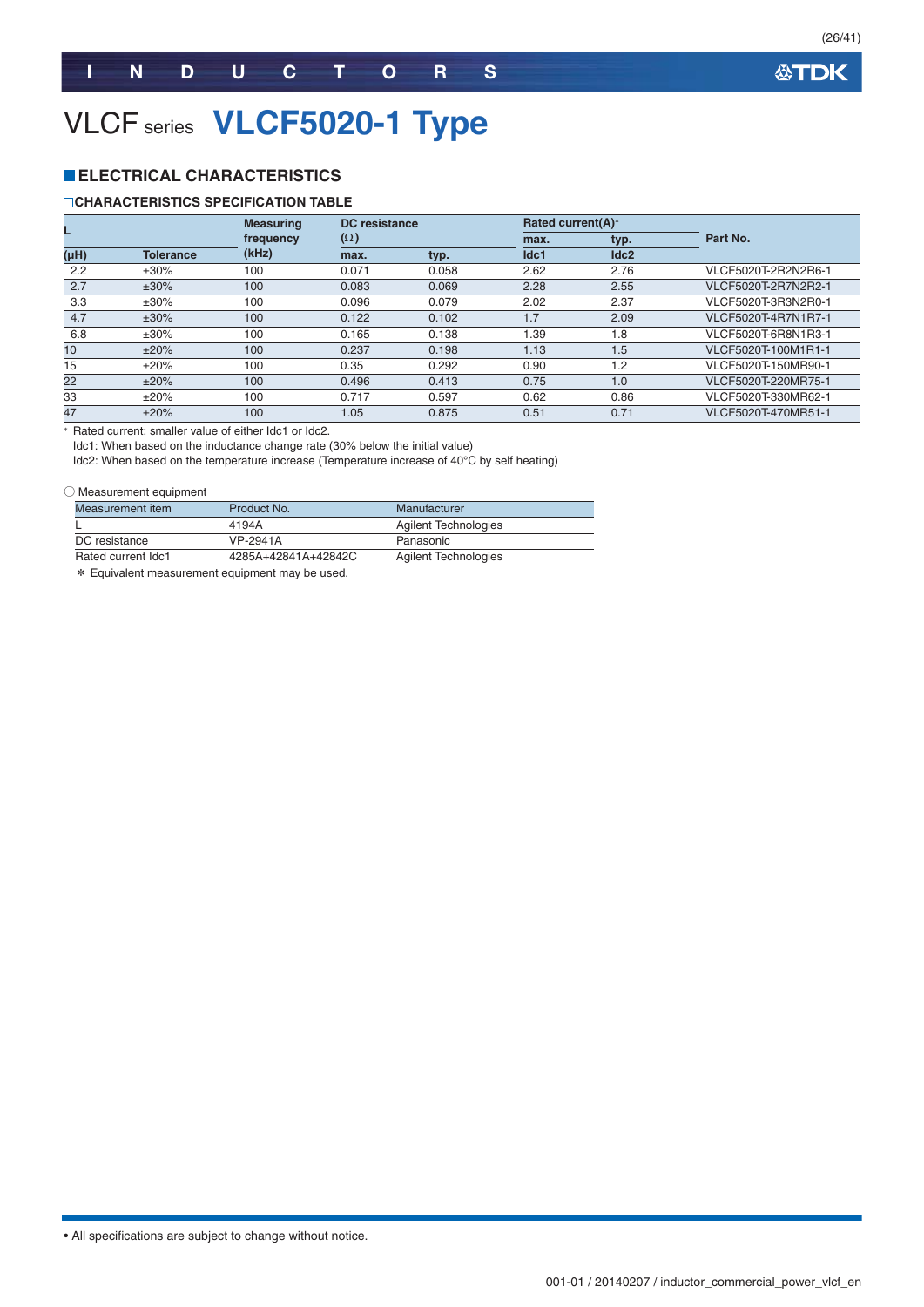# VLCF series VLCF5020-1 Type

## ELECTRICAL CHARACTERISTICS

### CHARACTERISTICS SPECIFICATION TABLE

| L | | Measuring frequency | DC resistance (Ω) | | Rated current(A)* | | Part No. |
|---|---|---|---|---|---|---|---|
| | | | | | max. | typ. | |
| (μH) | Tolerance | (kHz) | max. | typ. | Idc1 | Idc2 | |
| 2.2 | ±30% | 100 | 0.071 | 0.058 | 2.62 | 2.76 | VLCF5020T-2R2N2R6-1 |
| 2.7 | ±30% | 100 | 0.083 | 0.069 | 2.28 | 2.55 | VLCF5020T-2R7N2R2-1 |
| 3.3 | ±30% | 100 | 0.096 | 0.079 | 2.02 | 2.37 | VLCF5020T-3R3N2R0-1 |
| 4.7 | ±30% | 100 | 0.122 | 0.102 | 1.7 | 2.09 | VLCF5020T-4R7N1R7-1 |
| 6.8 | ±30% | 100 | 0.165 | 0.138 | 1.39 | 1.8 | VLCF5020T-6R8N1R3-1 |
| 10 | ±20% | 100 | 0.237 | 0.198 | 1.13 | 1.5 | VLCF5020T-100M1R1-1 |
| 15 | ±20% | 100 | 0.35 | 0.292 | 0.90 | 1.2 | VLCF5020T-150MR90-1 |
| 22 | ±20% | 100 | 0.496 | 0.413 | 0.75 | 1.0 | VLCF5020T-220MR75-1 |
| 33 | ±20% | 100 | 0.717 | 0.597 | 0.62 | 0.86 | VLCF5020T-330MR62-1 |
| 47 | ±20% | 100 | 1.05 | 0.875 | 0.51 | 0.71 | VLCF5020T-470MR51-1 |

* Rated current: smaller value of either Idc1 or Idc2.
Idc1: When based on the inductance change rate (30% below the initial value)
Idc2: When based on the temperature increase (Temperature increase of 40°C by self heating)

○ Measurement equipment

| Measurement item | Product No. | Manufacturer |
|---|---|---|
| L | 4194A | Agilent Technologies |
| DC resistance | VP-2941A | Panasonic |
| Rated current Idc1 | 4285A+42841A+42842C | Agilent Technologies |

* Equivalent measurement equipment may be used.

• All specifications are subject to change without notice.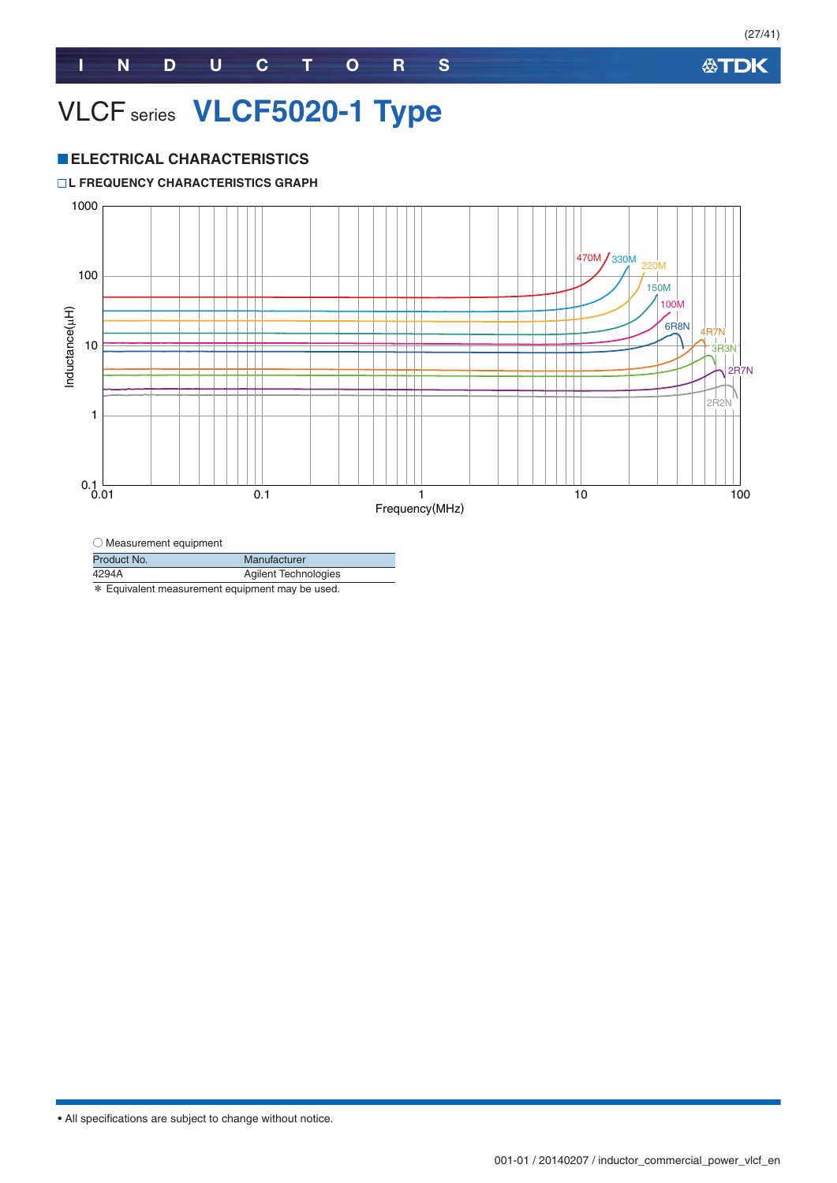# VLCF series VLCF5020-1 Type

## ■ELECTRICAL CHARACTERISTICS

### □L FREQUENCY CHARACTERISTICS GRAPH

○ Measurement equipment

| Product No. | Manufacturer |
|---|---|
| 4294A | Agilent Technologies |

∗ Equivalent measurement equipment may be used.

• All specifications are subject to change without notice.

001-01 / 20140207 / inductor_commercial_power_vlcf_en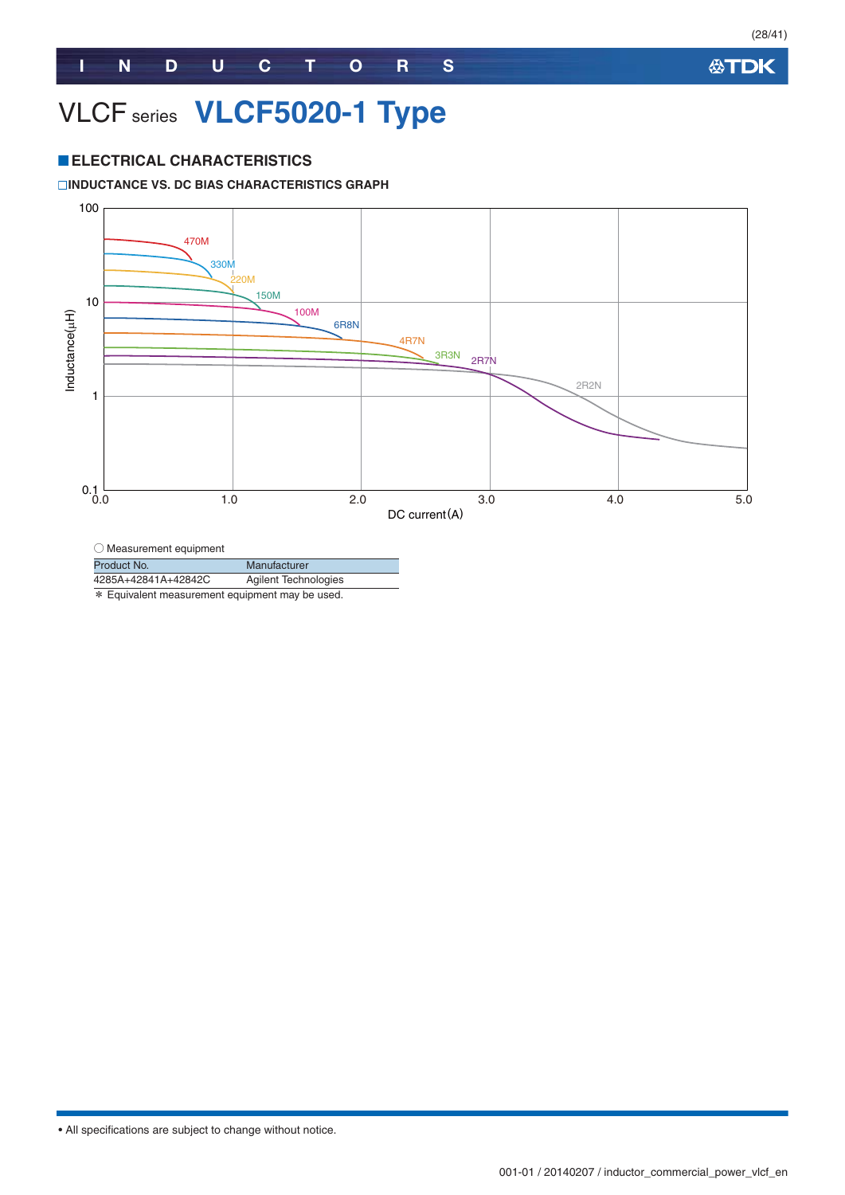# VLCF series VLCF5020-1 Type

## ■ELECTRICAL CHARACTERISTICS

□INDUCTANCE VS. DC BIAS CHARACTERISTICS GRAPH

○ Measurement equipment

| Product No. | Manufacturer |
|---|---|
| 4285A+42841A+42842C | Agilent Technologies |

* Equivalent measurement equipment may be used.

• All specifications are subject to change without notice.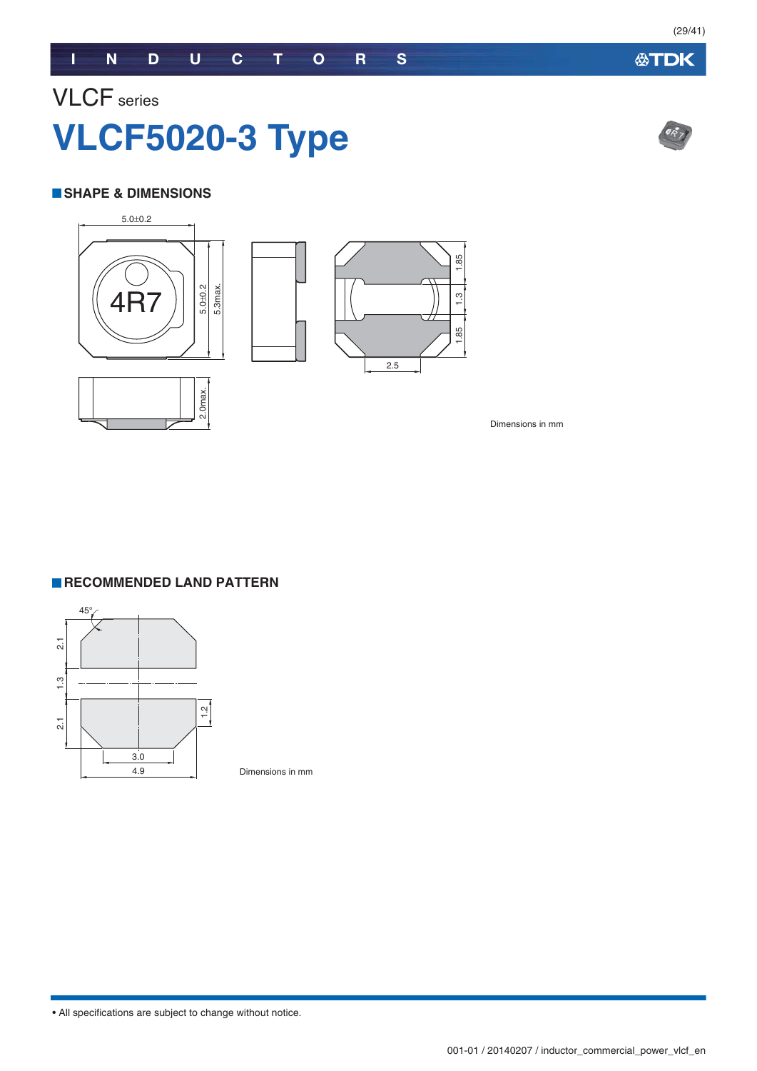VLCF series

# VLCF5020-3 Type

## SHAPE & DIMENSIONS

Dimensions in mm

## RECOMMENDED LAND PATTERN

Dimensions in mm

• All specifications are subject to change without notice.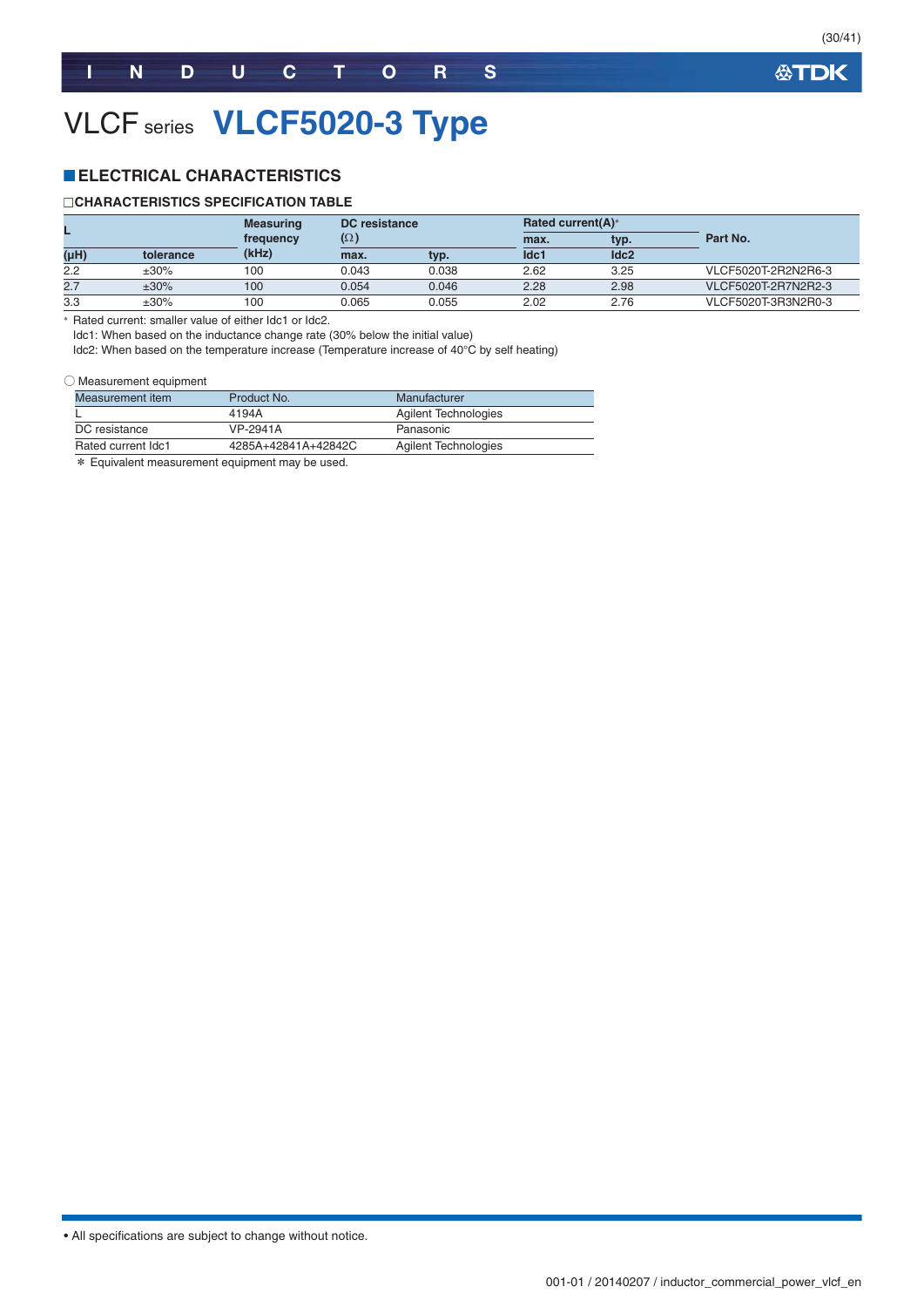# VLCF series VLCF5020-3 Type

## ELECTRICAL CHARACTERISTICS

### □CHARACTERISTICS SPECIFICATION TABLE

| L | | Measuring frequency | DC resistance (Ω) | | Rated current(A)* | | Part No. |
|---|---|---|---|---|---|---|---|
| | | | | | max. | typ. | |
| (μH) | tolerance | (kHz) | max. | typ. | Idc1 | Idc2 | |
| 2.2 | ±30% | 100 | 0.043 | 0.038 | 2.62 | 3.25 | VLCF5020T-2R2N2R6-3 |
| 2.7 | ±30% | 100 | 0.054 | 0.046 | 2.28 | 2.98 | VLCF5020T-2R7N2R2-3 |
| 3.3 | ±30% | 100 | 0.065 | 0.055 | 2.02 | 2.76 | VLCF5020T-3R3N2R0-3 |

* Rated current: smaller value of either Idc1 or Idc2.
Idc1: When based on the inductance change rate (30% below the initial value)
Idc2: When based on the temperature increase (Temperature increase of 40°C by self heating)

○ Measurement equipment

| Measurement item | Product No. | Manufacturer |
|---|---|---|
| L | 4194A | Agilent Technologies |
| DC resistance | VP-2941A | Panasonic |
| Rated current Idc1 | 4285A+42841A+42842C | Agilent Technologies |

* Equivalent measurement equipment may be used.

• All specifications are subject to change without notice.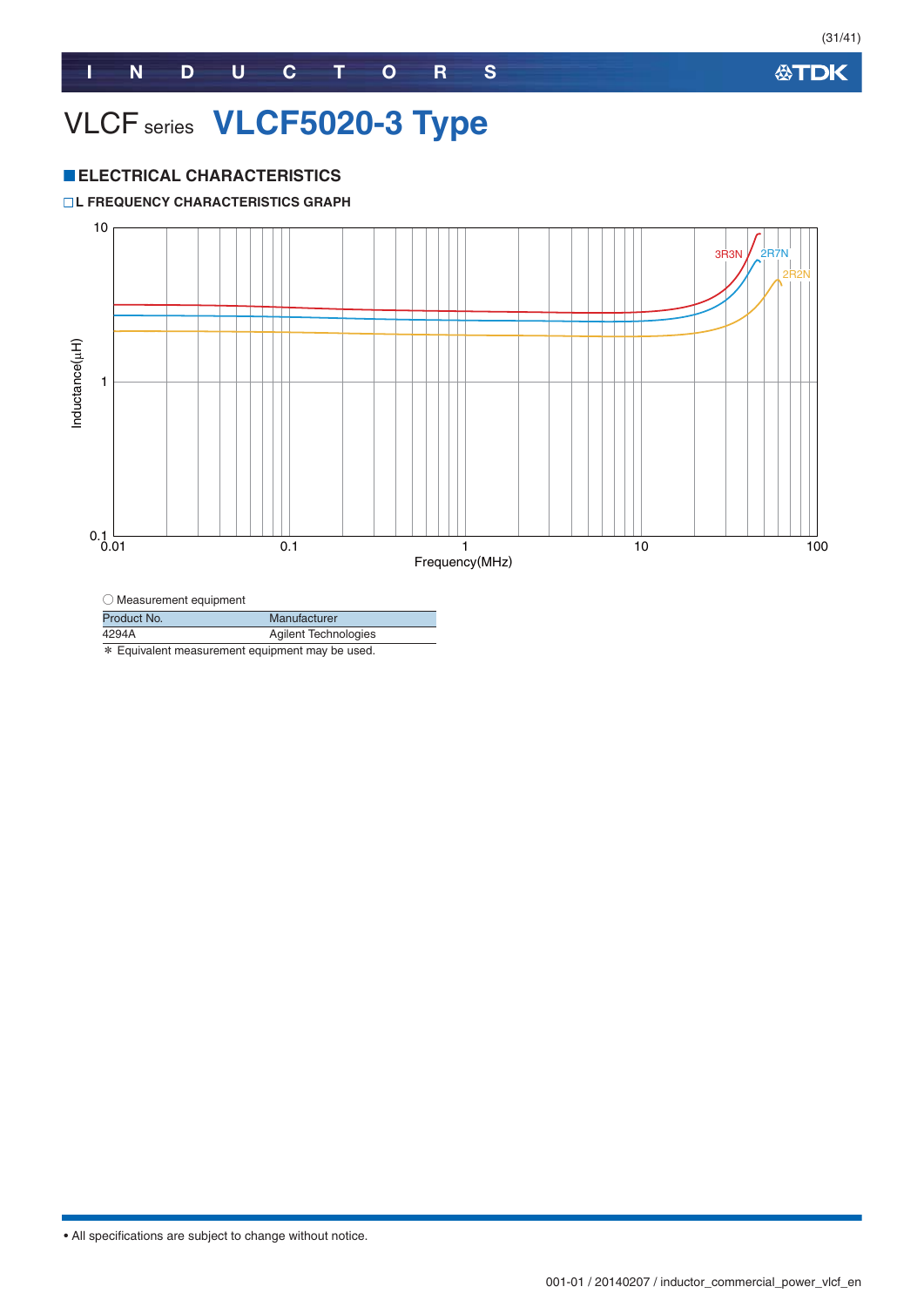# VLCF series VLCF5020-3 Type

## ■ELECTRICAL CHARACTERISTICS

### □L FREQUENCY CHARACTERISTICS GRAPH

○ Measurement equipment

| Product No. | Manufacturer |
| --- | --- |
| 4294A | Agilent Technologies |

* Equivalent measurement equipment may be used.

• All specifications are subject to change without notice.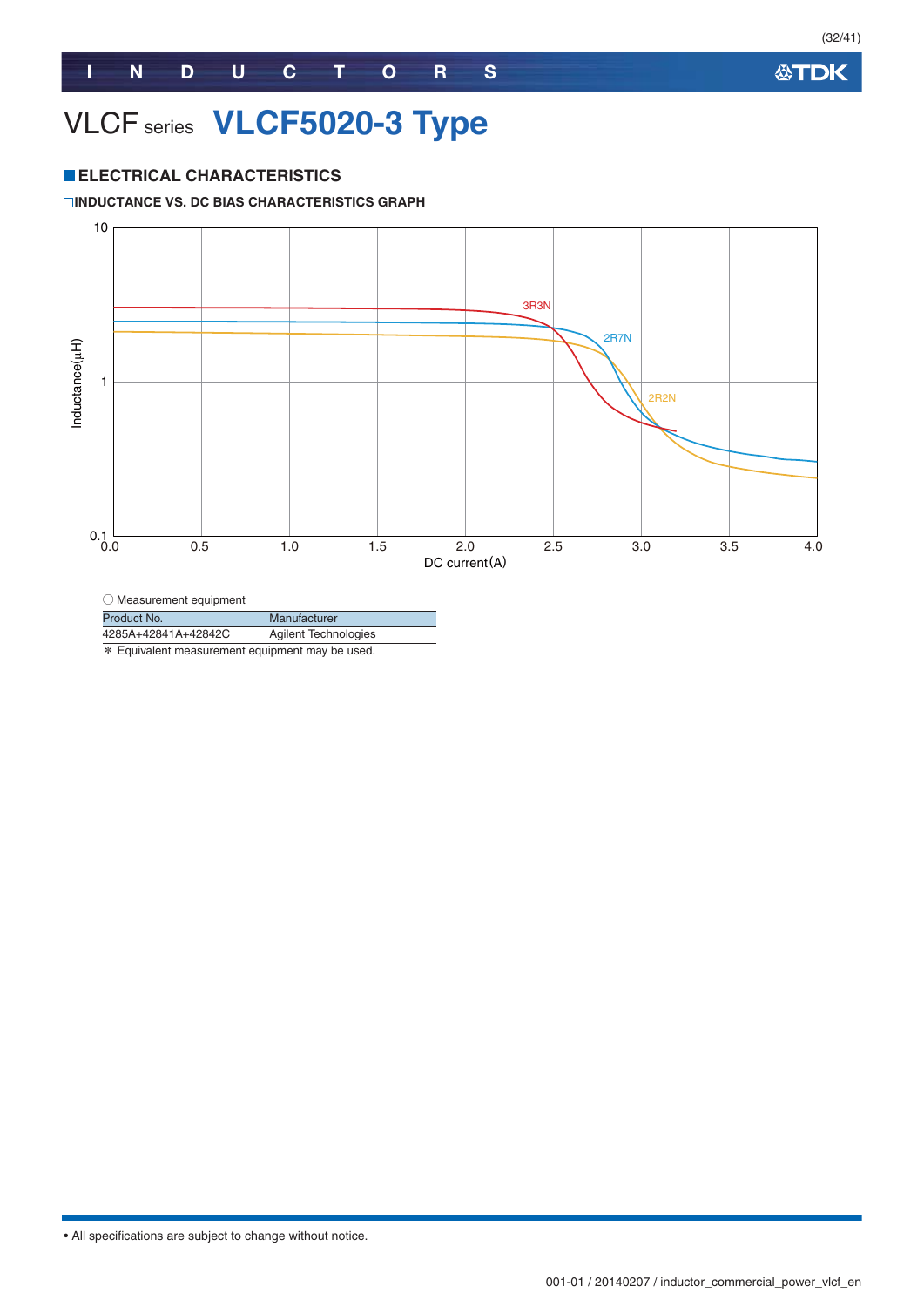# VLCF series VLCF5020-3 Type

## ■ELECTRICAL CHARACTERISTICS

### □INDUCTANCE VS. DC BIAS CHARACTERISTICS GRAPH

○ Measurement equipment

| Product No. | Manufacturer |
| --- | --- |
| 4285A+42841A+42842C | Agilent Technologies |

＊ Equivalent measurement equipment may be used.

• All specifications are subject to change without notice.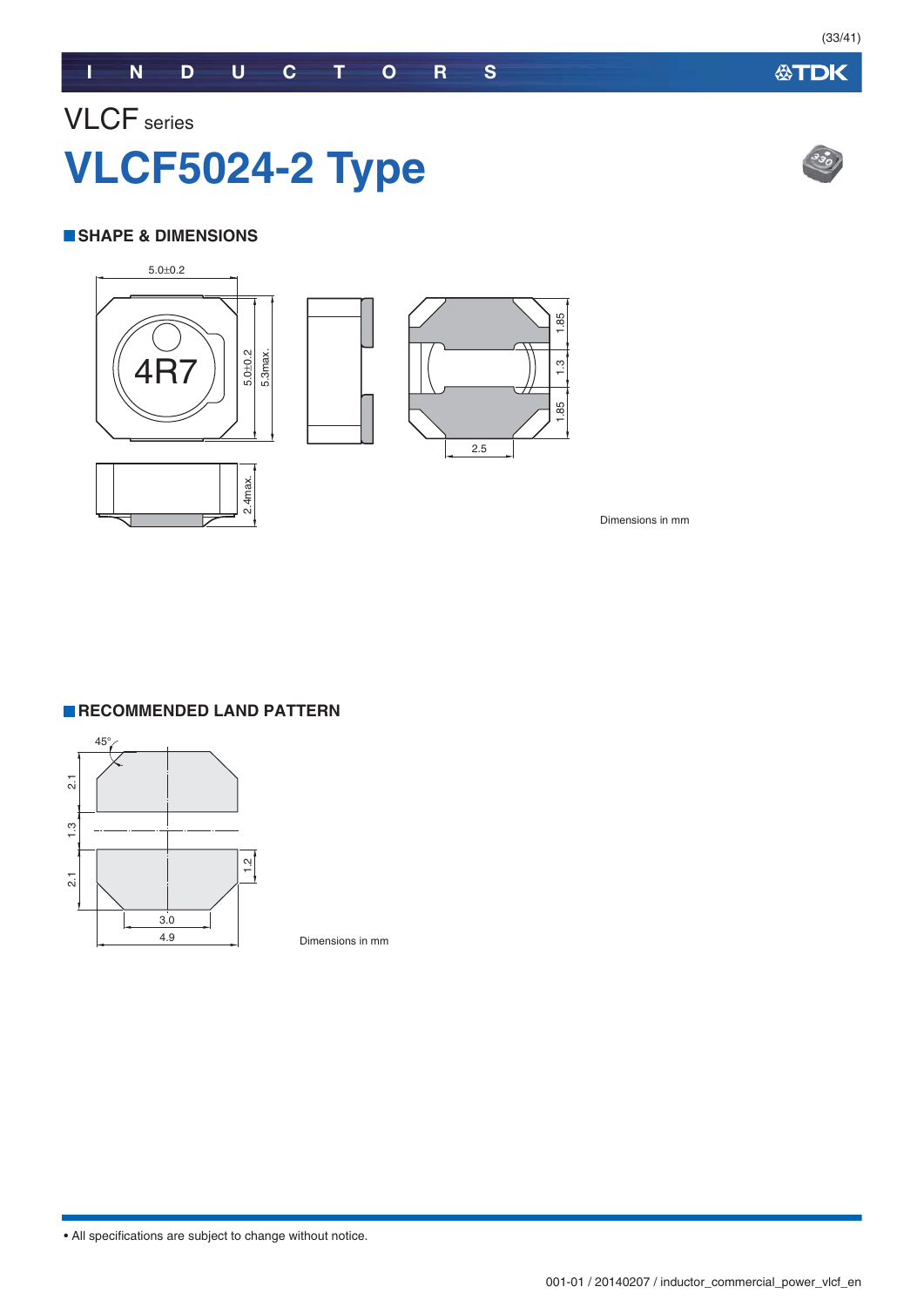VLCF series

# VLCF5024-2 Type

## SHAPE & DIMENSIONS

Dimensions in mm

## RECOMMENDED LAND PATTERN

Dimensions in mm

• All specifications are subject to change without notice.

001-01 / 20140207 / inductor_commercial_power_vlcf_en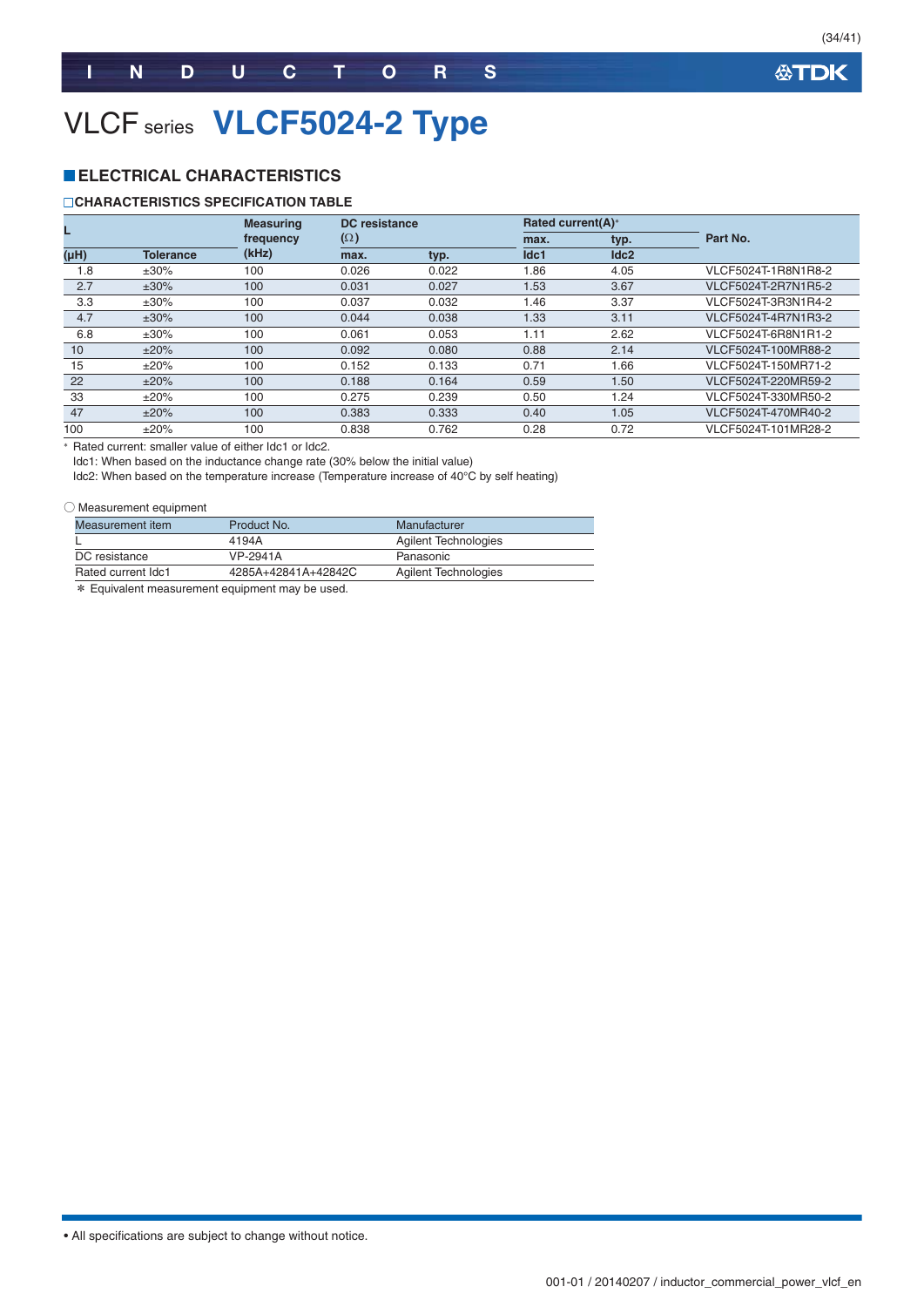# VLCF series VLCF5024-2 Type

## ELECTRICAL CHARACTERISTICS

### CHARACTERISTICS SPECIFICATION TABLE

| L (μH) | Tolerance | Measuring frequency (kHz) | DC resistance (Ω) max. | DC resistance (Ω) typ. | Rated current(A)* max. Idc1 | Rated current(A)* typ. Idc2 | Part No. |
|---|---|---|---|---|---|---|---|
| 1.8 | ±30% | 100 | 0.026 | 0.022 | 1.86 | 4.05 | VLCF5024T-1R8N1R8-2 |
| 2.7 | ±30% | 100 | 0.031 | 0.027 | 1.53 | 3.67 | VLCF5024T-2R7N1R5-2 |
| 3.3 | ±30% | 100 | 0.037 | 0.032 | 1.46 | 3.37 | VLCF5024T-3R3N1R4-2 |
| 4.7 | ±30% | 100 | 0.044 | 0.038 | 1.33 | 3.11 | VLCF5024T-4R7N1R3-2 |
| 6.8 | ±30% | 100 | 0.061 | 0.053 | 1.11 | 2.62 | VLCF5024T-6R8N1R1-2 |
| 10 | ±20% | 100 | 0.092 | 0.080 | 0.88 | 2.14 | VLCF5024T-100MR88-2 |
| 15 | ±20% | 100 | 0.152 | 0.133 | 0.71 | 1.66 | VLCF5024T-150MR71-2 |
| 22 | ±20% | 100 | 0.188 | 0.164 | 0.59 | 1.50 | VLCF5024T-220MR59-2 |
| 33 | ±20% | 100 | 0.275 | 0.239 | 0.50 | 1.24 | VLCF5024T-330MR50-2 |
| 47 | ±20% | 100 | 0.383 | 0.333 | 0.40 | 1.05 | VLCF5024T-470MR40-2 |
| 100 | ±20% | 100 | 0.838 | 0.762 | 0.28 | 0.72 | VLCF5024T-101MR28-2 |

\* Rated current: smaller value of either Idc1 or Idc2.
Idc1: When based on the inductance change rate (30% below the initial value)
Idc2: When based on the temperature increase (Temperature increase of 40°C by self heating)

○ Measurement equipment

| Measurement item | Product No. | Manufacturer |
|---|---|---|
| L | 4194A | Agilent Technologies |
| DC resistance | VP-2941A | Panasonic |
| Rated current Idc1 | 4285A+42841A+42842C | Agilent Technologies |

* Equivalent measurement equipment may be used.

• All specifications are subject to change without notice.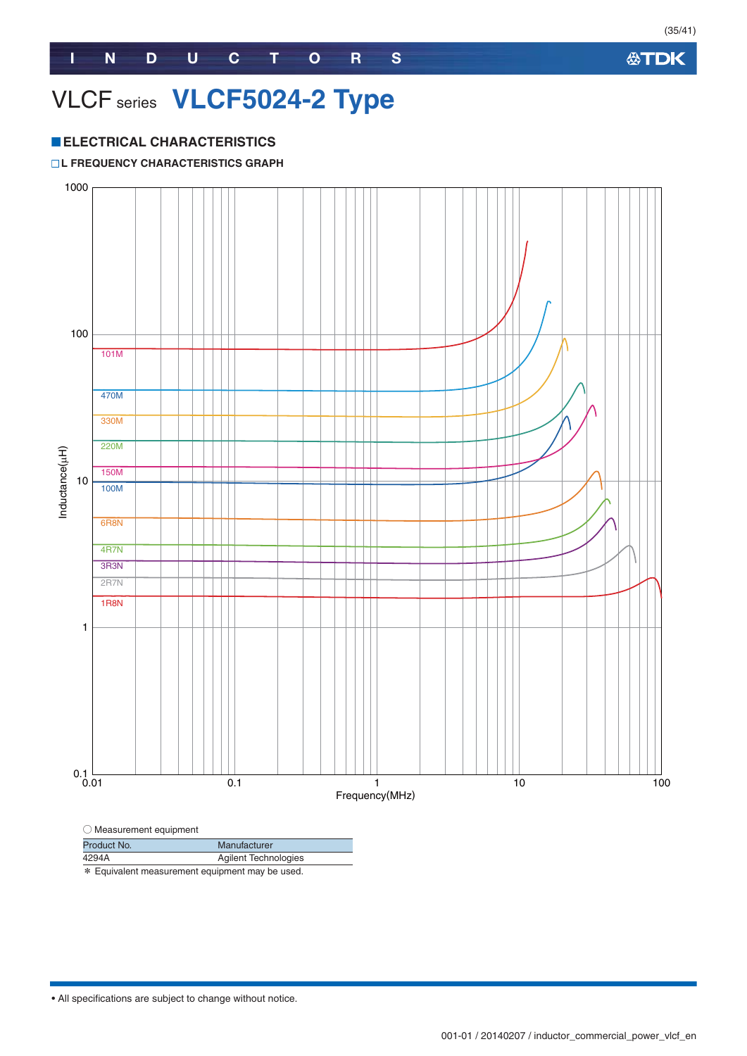# VLCF series VLCF5024-2 Type

## ■ELECTRICAL CHARACTERISTICS

### □L FREQUENCY CHARACTERISTICS GRAPH

○ Measurement equipment

| Product No. | Manufacturer |
|---|---|
| 4294A | Agilent Technologies |

＊ Equivalent measurement equipment may be used.

• All specifications are subject to change without notice.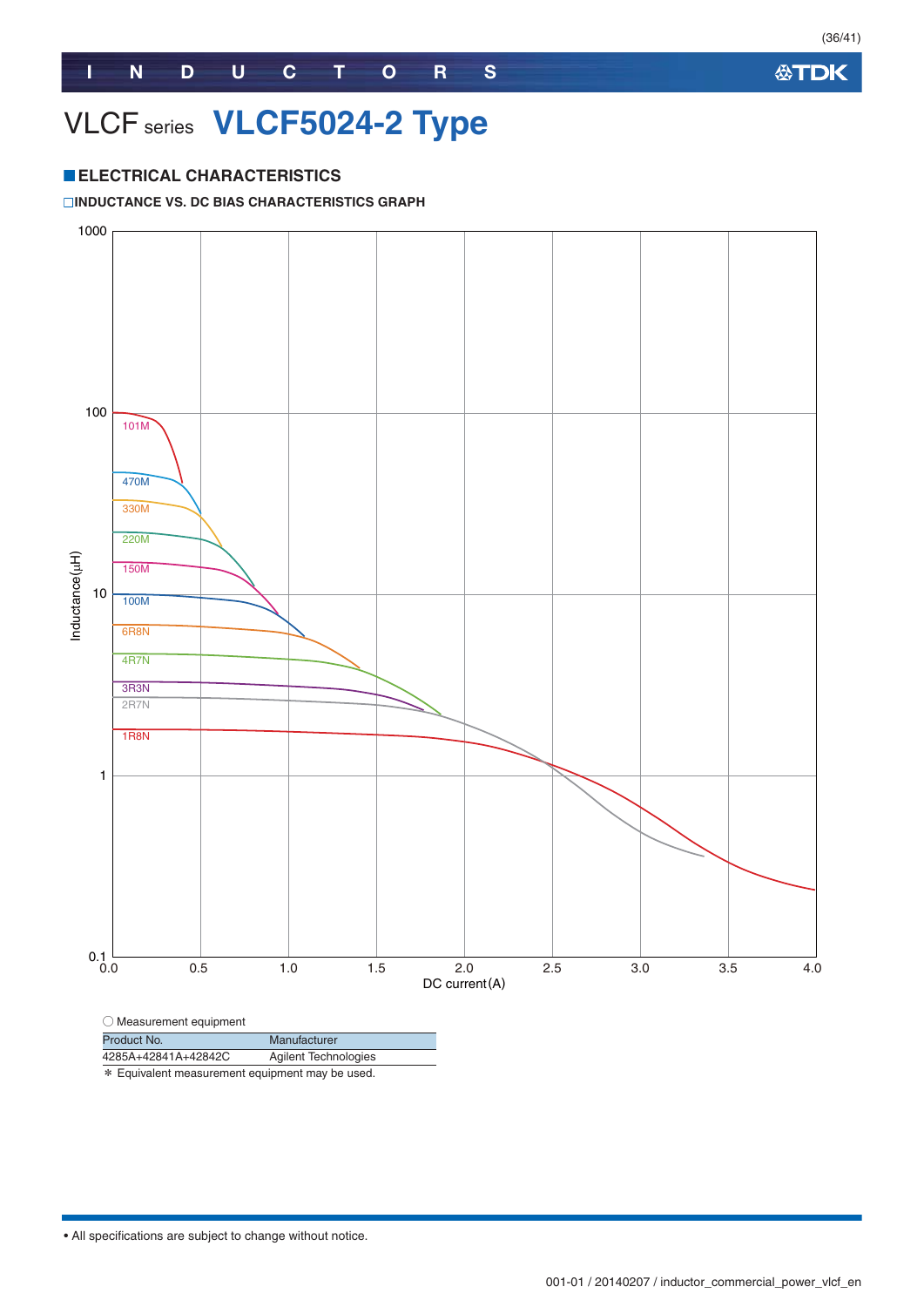# VLCF series VLCF5024-2 Type

## ■ELECTRICAL CHARACTERISTICS

□INDUCTANCE VS. DC BIAS CHARACTERISTICS GRAPH

○ Measurement equipment

| Product No. | Manufacturer |
| --- | --- |
| 4285A+42841A+42842C | Agilent Technologies |

* Equivalent measurement equipment may be used.

• All specifications are subject to change without notice.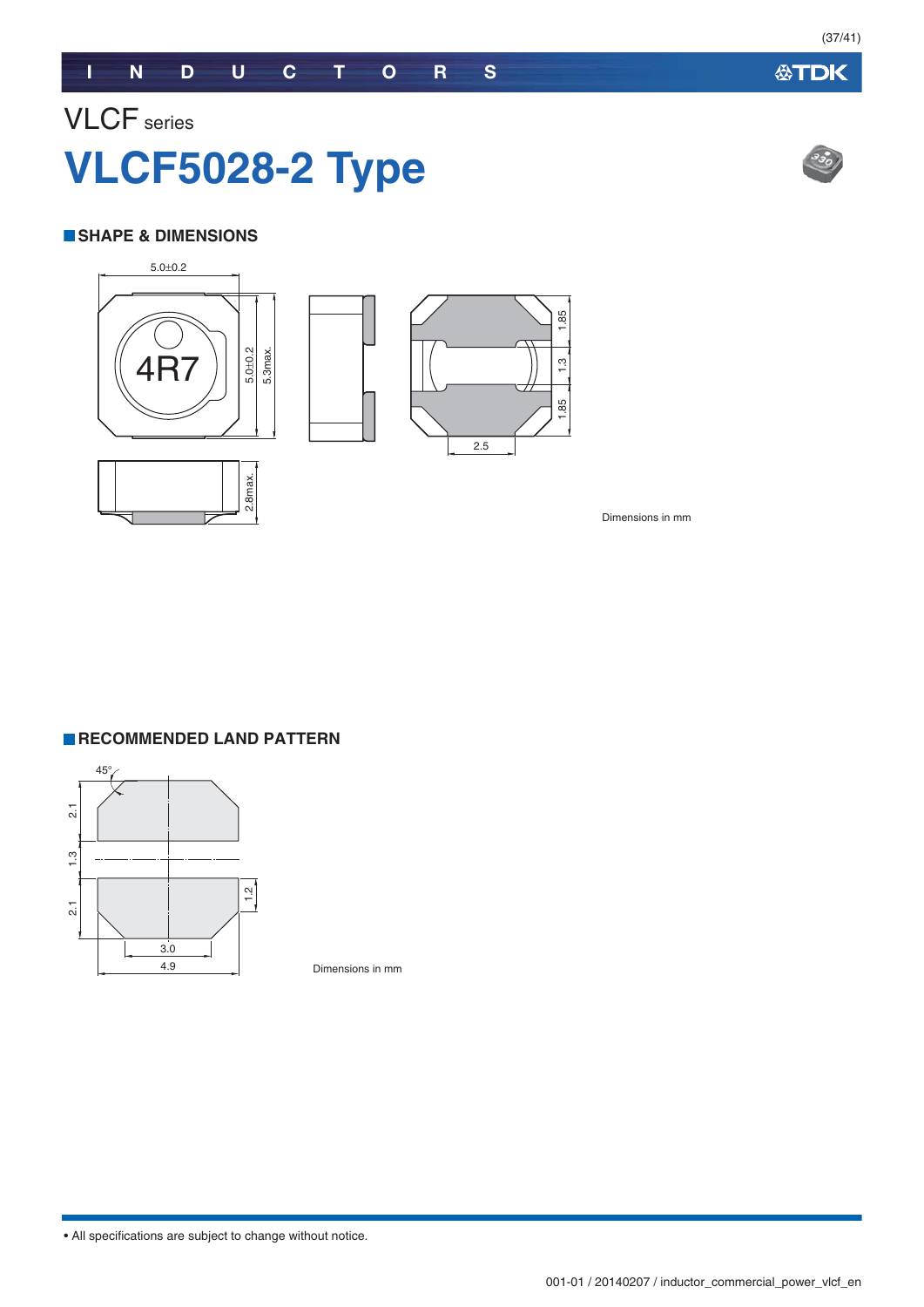VLCF series

# VLCF5028-2 Type

## SHAPE & DIMENSIONS

5.0±0.2

4R7

5.0±0.2

5.3max.

1.85

1.3

1.85

2.5

2.8max.

Dimensions in mm

## RECOMMENDED LAND PATTERN

45°

2.1

1.3

2.1

1.2

3.0

4.9

Dimensions in mm

• All specifications are subject to change without notice.

001-01 / 20140207 / inductor_commercial_power_vlcf_en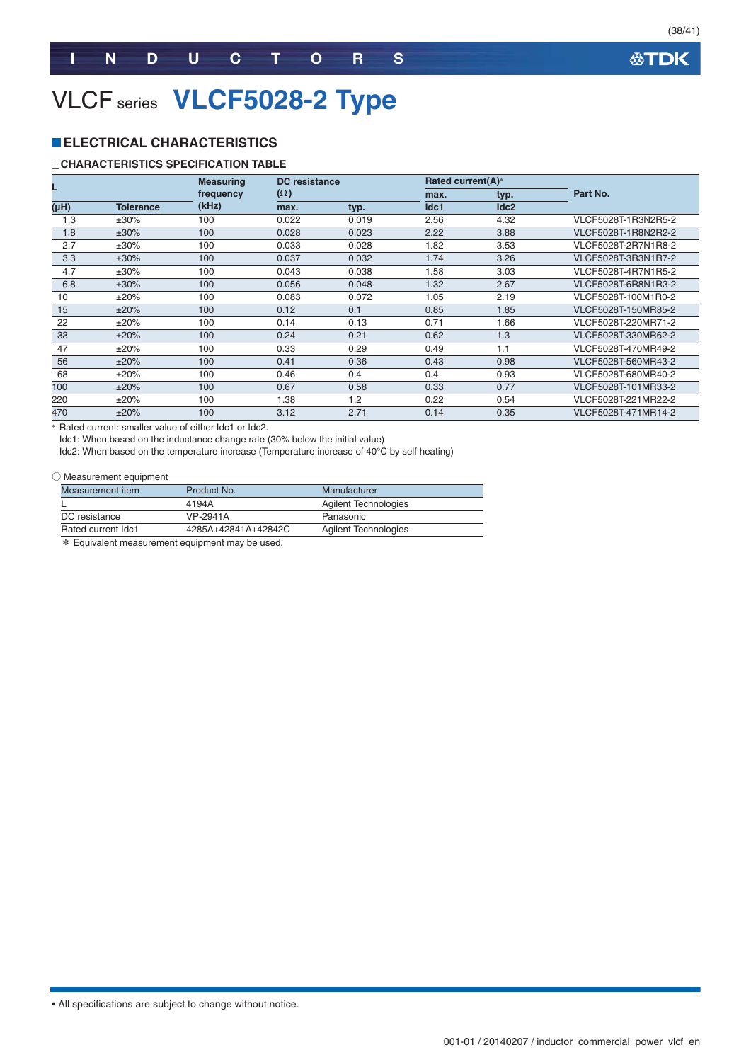# VLCF series VLCF5028-2 Type

## ELECTRICAL CHARACTERISTICS

### □CHARACTERISTICS SPECIFICATION TABLE

| L | | Measuring frequency | DC resistance (Ω) | | Rated current(A)* | | Part No. |
|---|---|---|---|---|---|---|---|
| (µH) | Tolerance | (kHz) | max. | typ. | max. Idc1 | typ. Idc2 | |
| 1.3 | ±30% | 100 | 0.022 | 0.019 | 2.56 | 4.32 | VLCF5028T-1R3N2R5-2 |
| 1.8 | ±30% | 100 | 0.028 | 0.023 | 2.22 | 3.88 | VLCF5028T-1R8N2R2-2 |
| 2.7 | ±30% | 100 | 0.033 | 0.028 | 1.82 | 3.53 | VLCF5028T-2R7N1R8-2 |
| 3.3 | ±30% | 100 | 0.037 | 0.032 | 1.74 | 3.26 | VLCF5028T-3R3N1R7-2 |
| 4.7 | ±30% | 100 | 0.043 | 0.038 | 1.58 | 3.03 | VLCF5028T-4R7N1R5-2 |
| 6.8 | ±30% | 100 | 0.056 | 0.048 | 1.32 | 2.67 | VLCF5028T-6R8N1R3-2 |
| 10 | ±20% | 100 | 0.083 | 0.072 | 1.05 | 2.19 | VLCF5028T-100M1R0-2 |
| 15 | ±20% | 100 | 0.12 | 0.1 | 0.85 | 1.85 | VLCF5028T-150MR85-2 |
| 22 | ±20% | 100 | 0.14 | 0.13 | 0.71 | 1.66 | VLCF5028T-220MR71-2 |
| 33 | ±20% | 100 | 0.24 | 0.21 | 0.62 | 1.3 | VLCF5028T-330MR62-2 |
| 47 | ±20% | 100 | 0.33 | 0.29 | 0.49 | 1.1 | VLCF5028T-470MR49-2 |
| 56 | ±20% | 100 | 0.41 | 0.36 | 0.43 | 0.98 | VLCF5028T-560MR43-2 |
| 68 | ±20% | 100 | 0.46 | 0.4 | 0.4 | 0.93 | VLCF5028T-680MR40-2 |
| 100 | ±20% | 100 | 0.67 | 0.58 | 0.33 | 0.77 | VLCF5028T-101MR33-2 |
| 220 | ±20% | 100 | 1.38 | 1.2 | 0.22 | 0.54 | VLCF5028T-221MR22-2 |
| 470 | ±20% | 100 | 3.12 | 2.71 | 0.14 | 0.35 | VLCF5028T-471MR14-2 |

* Rated current: smaller value of either Idc1 or Idc2.
Idc1: When based on the inductance change rate (30% below the initial value)
Idc2: When based on the temperature increase (Temperature increase of 40°C by self heating)

○ Measurement equipment

| Measurement item | Product No. | Manufacturer |
|---|---|---|
| L | 4194A | Agilent Technologies |
| DC resistance | VP-2941A | Panasonic |
| Rated current Idc1 | 4285A+42841A+42842C | Agilent Technologies |

* Equivalent measurement equipment may be used.

• All specifications are subject to change without notice.

001-01 / 20140207 / inductor_commercial_power_vlcf_en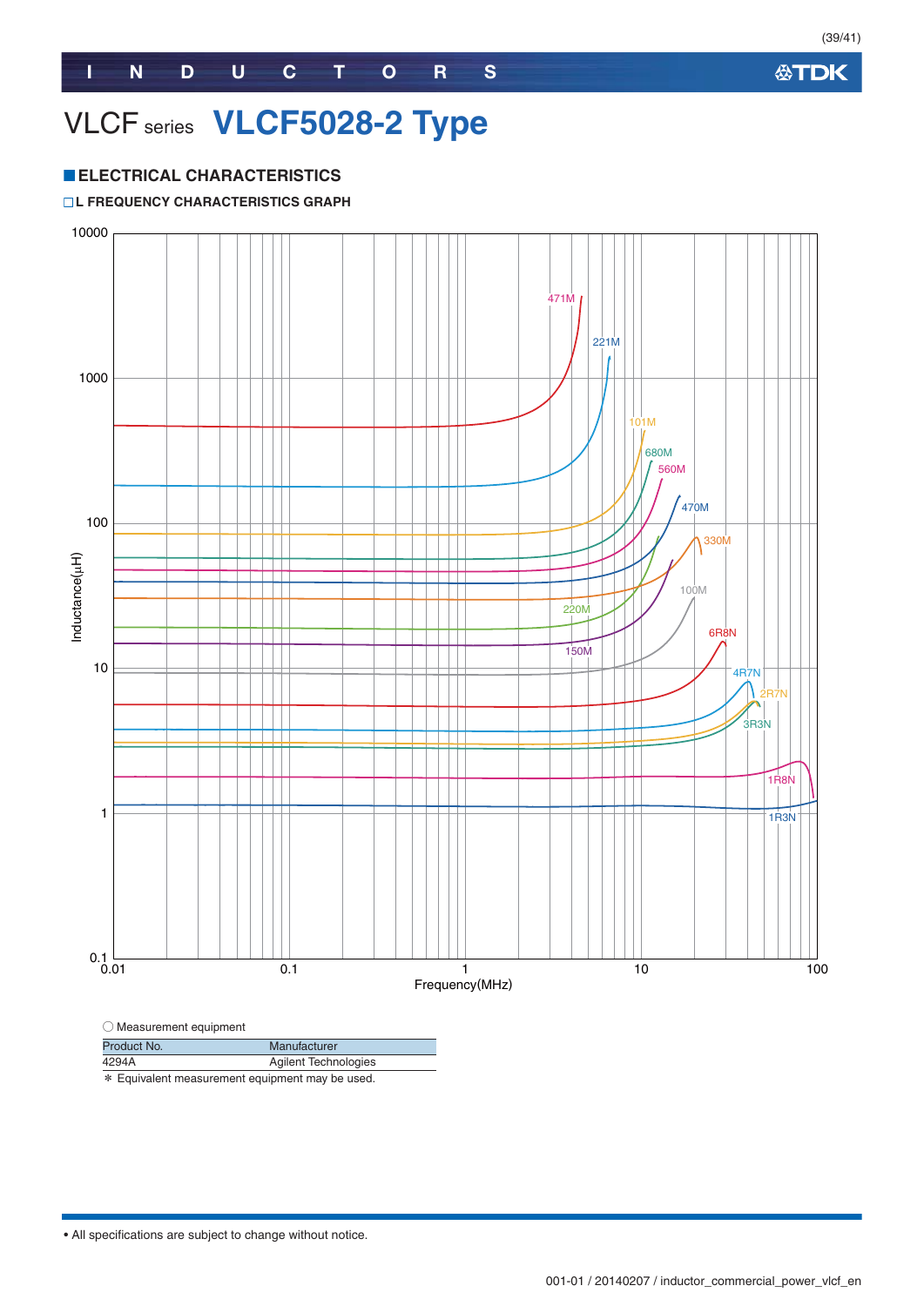# VLCF series VLCF5028-2 Type

## ELECTRICAL CHARACTERISTICS

### L FREQUENCY CHARACTERISTICS GRAPH

○ Measurement equipment

| Product No. | Manufacturer |
|---|---|
| 4294A | Agilent Technologies |

＊ Equivalent measurement equipment may be used.

• All specifications are subject to change without notice.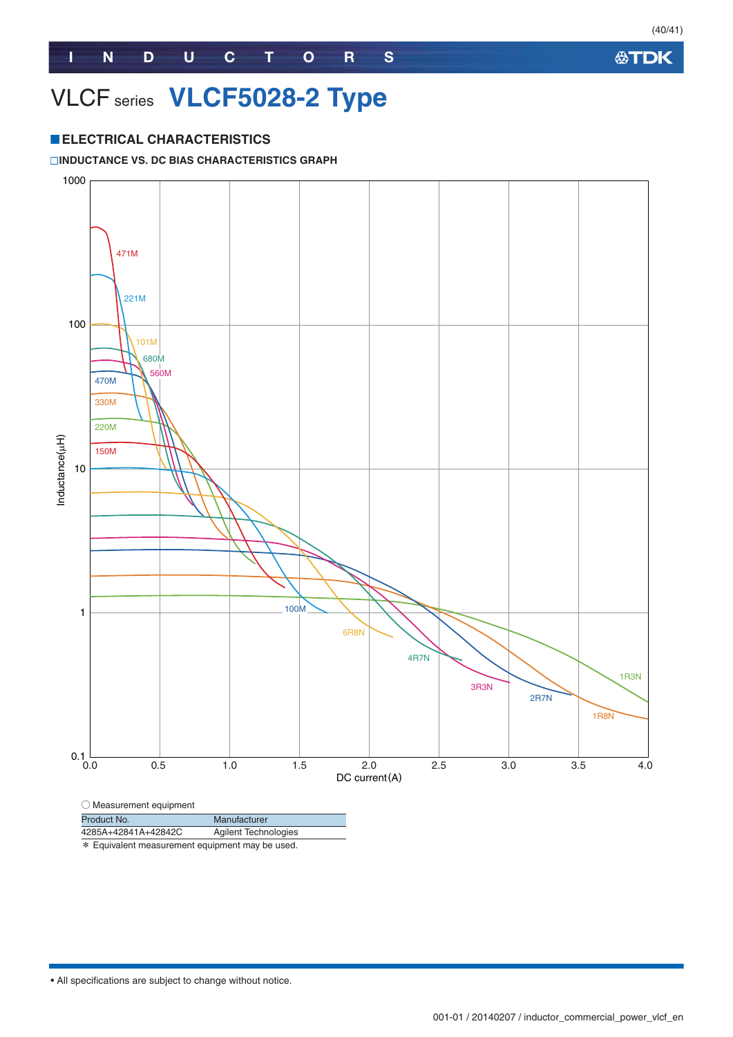# VLCF series VLCF5028-2 Type

## ■ELECTRICAL CHARACTERISTICS

### □INDUCTANCE VS. DC BIAS CHARACTERISTICS GRAPH

Inductance(μH) vs. DC current(A)

Curves: 471M, 221M, 101M, 680M, 560M, 470M, 330M, 220M, 150M, 100M, 6R8N, 4R7N, 3R3N, 2R7N, 1R8N, 1R3N

○ Measurement equipment

| Product No. | Manufacturer |
|---|---|
| 4285A+42841A+42842C | Agilent Technologies |

＊ Equivalent measurement equipment may be used.

• All specifications are subject to change without notice.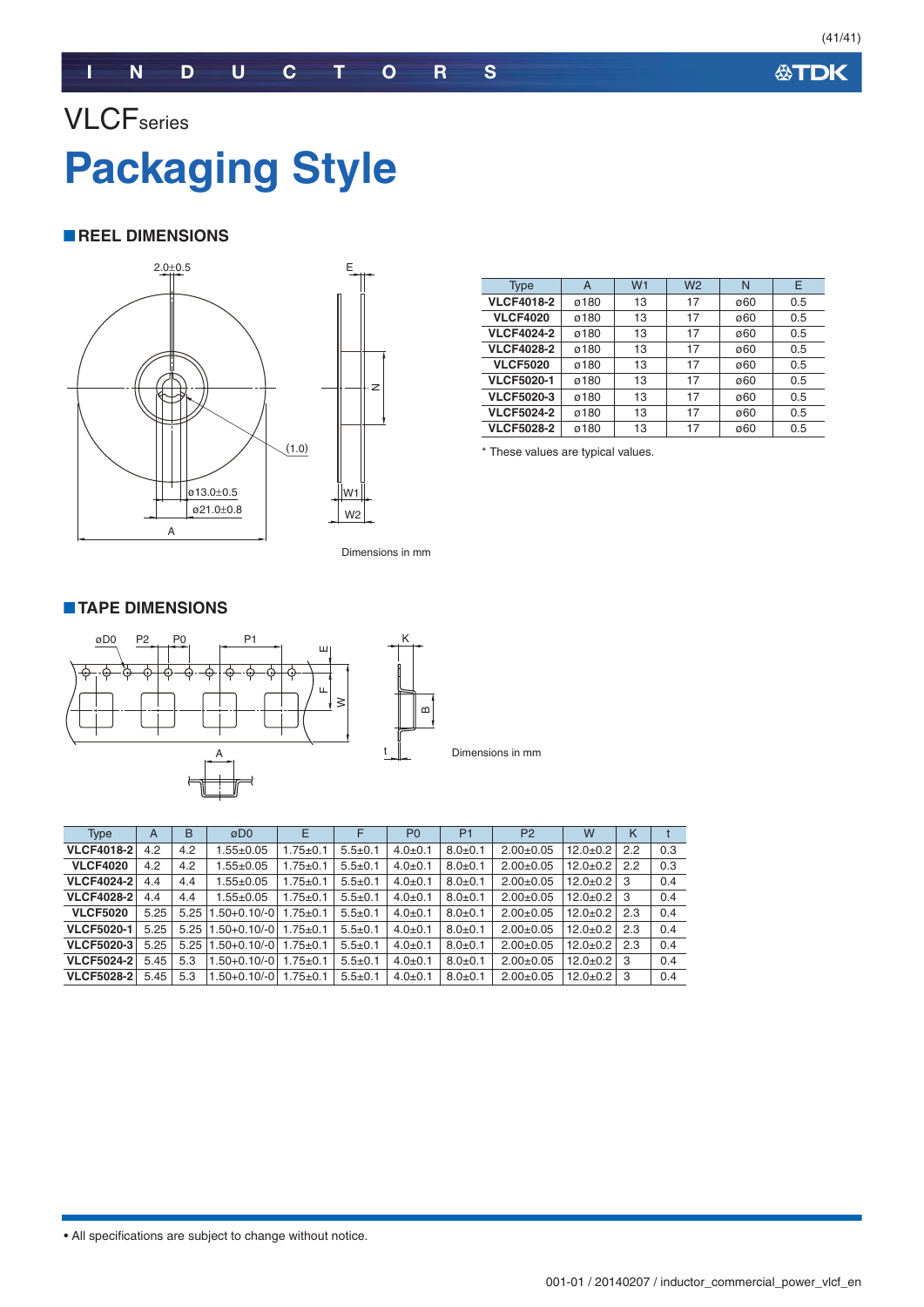VLCFseries

# Packaging Style

## REEL DIMENSIONS

2.0±0.5

E

N

(1.0)

ø13.0±0.5

ø21.0±0.8

A

W1

W2

Dimensions in mm

| Type | A | W1 | W2 | N | E |
|---|---|---|---|---|---|
| **VLCF4018-2** | ø180 | 13 | 17 | ø60 | 0.5 |
| **VLCF4020** | ø180 | 13 | 17 | ø60 | 0.5 |
| **VLCF4024-2** | ø180 | 13 | 17 | ø60 | 0.5 |
| **VLCF4028-2** | ø180 | 13 | 17 | ø60 | 0.5 |
| **VLCF5020** | ø180 | 13 | 17 | ø60 | 0.5 |
| **VLCF5020-1** | ø180 | 13 | 17 | ø60 | 0.5 |
| **VLCF5020-3** | ø180 | 13 | 17 | ø60 | 0.5 |
| **VLCF5024-2** | ø180 | 13 | 17 | ø60 | 0.5 |
| **VLCF5028-2** | ø180 | 13 | 17 | ø60 | 0.5 |

* These values are typical values.

## TAPE DIMENSIONS

øD0

P2

P0

P1

E

F

W

K

B

t

A

Dimensions in mm

| Type | A | B | øD0 | E | F | P0 | P1 | P2 | W | K | t |
|---|---|---|---|---|---|---|---|---|---|---|---|
| **VLCF4018-2** | 4.2 | 4.2 | 1.55±0.05 | 1.75±0.1 | 5.5±0.1 | 4.0±0.1 | 8.0±0.1 | 2.00±0.05 | 12.0±0.2 | 2.2 | 0.3 |
| **VLCF4020** | 4.2 | 4.2 | 1.55±0.05 | 1.75±0.1 | 5.5±0.1 | 4.0±0.1 | 8.0±0.1 | 2.00±0.05 | 12.0±0.2 | 2.2 | 0.3 |
| **VLCF4024-2** | 4.4 | 4.4 | 1.55±0.05 | 1.75±0.1 | 5.5±0.1 | 4.0±0.1 | 8.0±0.1 | 2.00±0.05 | 12.0±0.2 | 3 | 0.4 |
| **VLCF4028-2** | 4.4 | 4.4 | 1.55±0.05 | 1.75±0.1 | 5.5±0.1 | 4.0±0.1 | 8.0±0.1 | 2.00±0.05 | 12.0±0.2 | 3 | 0.4 |
| **VLCF5020** | 5.25 | 5.25 | 1.50+0.10/-0 | 1.75±0.1 | 5.5±0.1 | 4.0±0.1 | 8.0±0.1 | 2.00±0.05 | 12.0±0.2 | 2.3 | 0.4 |
| **VLCF5020-1** | 5.25 | 5.25 | 1.50+0.10/-0 | 1.75±0.1 | 5.5±0.1 | 4.0±0.1 | 8.0±0.1 | 2.00±0.05 | 12.0±0.2 | 2.3 | 0.4 |
| **VLCF5020-3** | 5.25 | 5.25 | 1.50+0.10/-0 | 1.75±0.1 | 5.5±0.1 | 4.0±0.1 | 8.0±0.1 | 2.00±0.05 | 12.0±0.2 | 2.3 | 0.4 |
| **VLCF5024-2** | 5.45 | 5.3 | 1.50+0.10/-0 | 1.75±0.1 | 5.5±0.1 | 4.0±0.1 | 8.0±0.1 | 2.00±0.05 | 12.0±0.2 | 3 | 0.4 |
| **VLCF5028-2** | 5.45 | 5.3 | 1.50+0.10/-0 | 1.75±0.1 | 5.5±0.1 | 4.0±0.1 | 8.0±0.1 | 2.00±0.05 | 12.0±0.2 | 3 | 0.4 |

• All specifications are subject to change without notice.